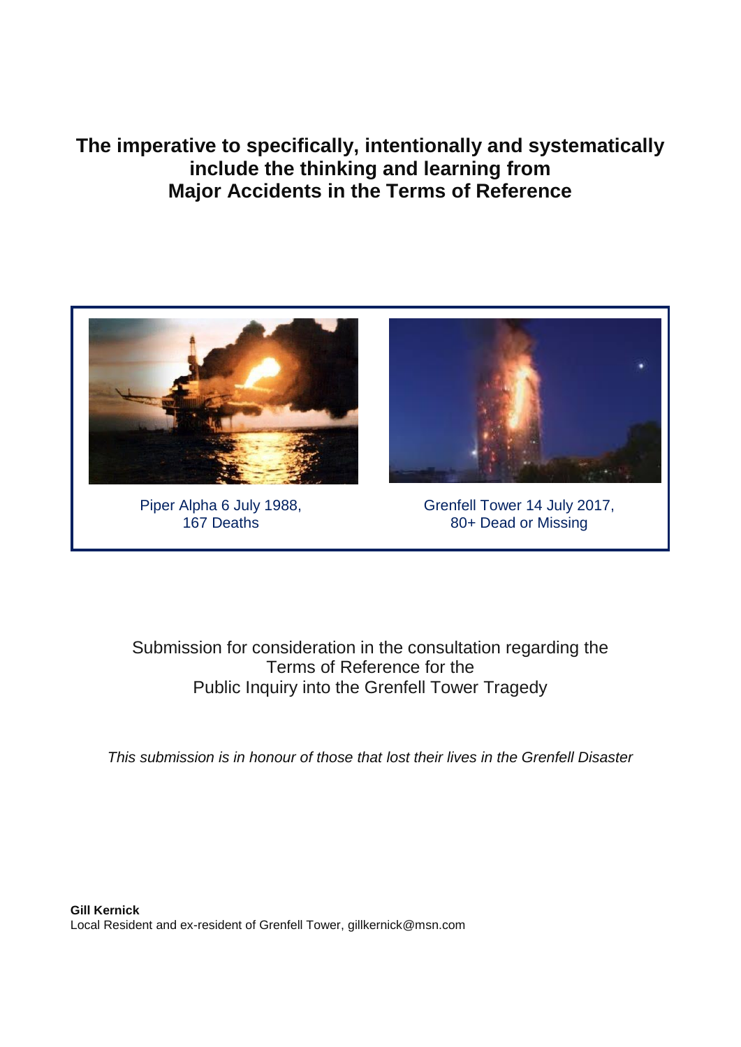# The imperative to specifically, intentionally and systematically include the thinking and learning from Major Accidents in the Terms of Reference

Piper Alpha 6 July 1988, 167 Deaths

Grenfell Tower 14 July 2017, 80+ Dead or Missing

Submission for consideration in the consultation regarding the Terms of Reference for the Public Inquiry into the Grenfell Tower Tragedy

*This submission is in honour of those that lost their lives in the Grenfell Disaster*

**Gill Kernick**
Local Resident and ex-resident of Grenfell Tower, gillkernick@msn.com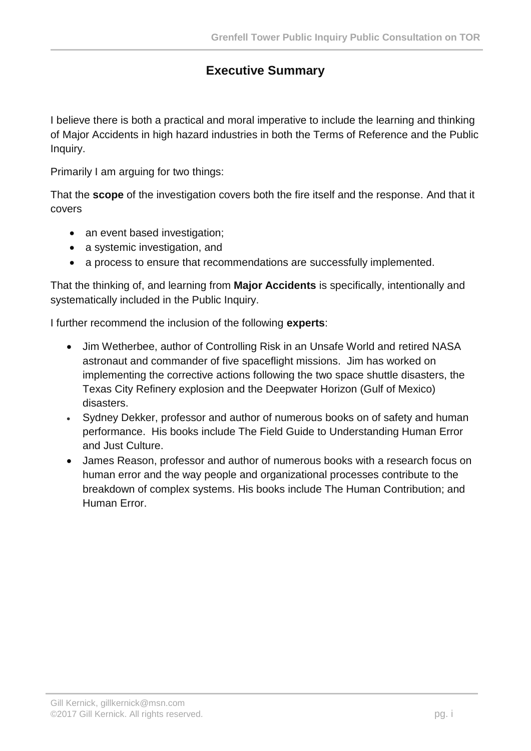# Executive Summary

I believe there is both a practical and moral imperative to include the learning and thinking of Major Accidents in high hazard industries in both the Terms of Reference and the Public Inquiry.

Primarily I am arguing for two things:

That the **scope** of the investigation covers both the fire itself and the response. And that it covers

- an event based investigation;
- a systemic investigation, and
- a process to ensure that recommendations are successfully implemented.

That the thinking of, and learning from **Major Accidents** is specifically, intentionally and systematically included in the Public Inquiry.

I further recommend the inclusion of the following **experts**:

- Jim Wetherbee, author of Controlling Risk in an Unsafe World and retired NASA astronaut and commander of five spaceflight missions. Jim has worked on implementing the corrective actions following the two space shuttle disasters, the Texas City Refinery explosion and the Deepwater Horizon (Gulf of Mexico) disasters.
- Sydney Dekker, professor and author of numerous books on of safety and human performance. His books include The Field Guide to Understanding Human Error and Just Culture.
- James Reason, professor and author of numerous books with a research focus on human error and the way people and organizational processes contribute to the breakdown of complex systems. His books include The Human Contribution; and Human Error.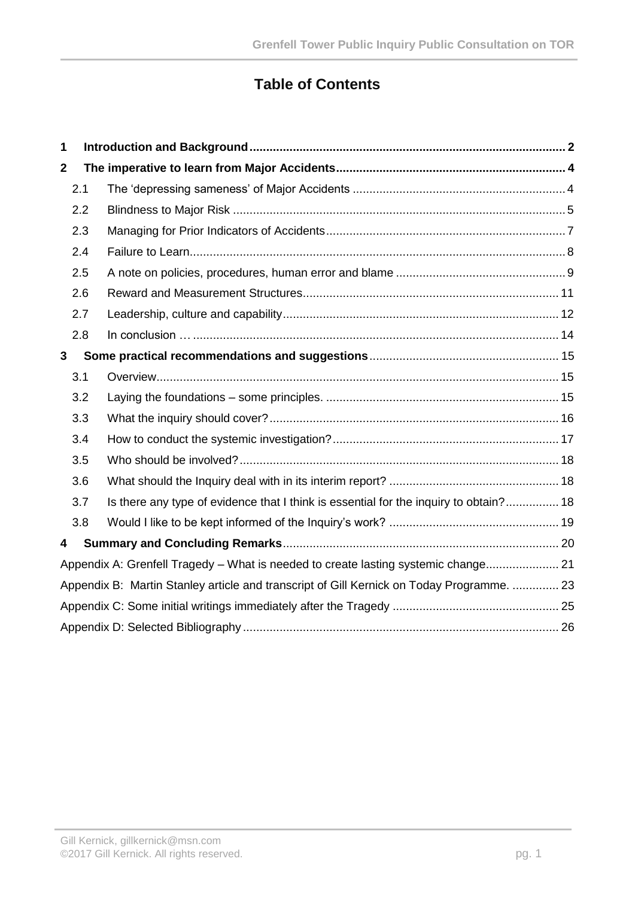# Table of Contents

| | | |
|---|---|---|
| **1** | **Introduction and Background** | **2** |
| **2** | **The imperative to learn from Major Accidents** | **4** |
| 2.1 | The 'depressing sameness' of Major Accidents | 4 |
| 2.2 | Blindness to Major Risk | 5 |
| 2.3 | Managing for Prior Indicators of Accidents | 7 |
| 2.4 | Failure to Learn | 8 |
| 2.5 | A note on policies, procedures, human error and blame | 9 |
| 2.6 | Reward and Measurement Structures | 11 |
| 2.7 | Leadership, culture and capability | 12 |
| 2.8 | In conclusion … | 14 |
| **3** | **Some practical recommendations and suggestions** | 15 |
| 3.1 | Overview | 15 |
| 3.2 | Laying the foundations – some principles. | 15 |
| 3.3 | What the inquiry should cover? | 16 |
| 3.4 | How to conduct the systemic investigation? | 17 |
| 3.5 | Who should be involved? | 18 |
| 3.6 | What should the Inquiry deal with in its interim report? | 18 |
| 3.7 | Is there any type of evidence that I think is essential for the inquiry to obtain? | 18 |
| 3.8 | Would I like to be kept informed of the Inquiry's work? | 19 |
| **4** | **Summary and Concluding Remarks** | 20 |
| | Appendix A: Grenfell Tragedy – What is needed to create lasting systemic change | 21 |
| | Appendix B: Martin Stanley article and transcript of Gill Kernick on Today Programme. | 23 |
| | Appendix C: Some initial writings immediately after the Tragedy | 25 |
| | Appendix D: Selected Bibliography | 26 |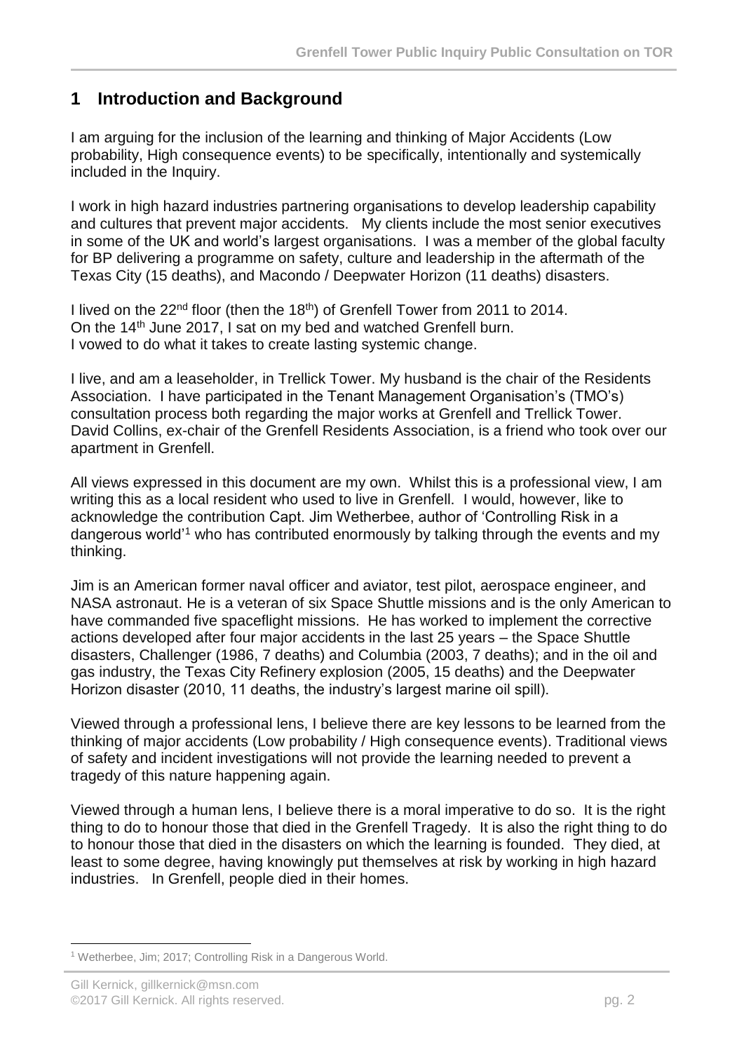## 1 Introduction and Background

I am arguing for the inclusion of the learning and thinking of Major Accidents (Low probability, High consequence events) to be specifically, intentionally and systemically included in the Inquiry.

I work in high hazard industries partnering organisations to develop leadership capability and cultures that prevent major accidents. My clients include the most senior executives in some of the UK and world's largest organisations. I was a member of the global faculty for BP delivering a programme on safety, culture and leadership in the aftermath of the Texas City (15 deaths), and Macondo / Deepwater Horizon (11 deaths) disasters.

I lived on the 22nd floor (then the 18th) of Grenfell Tower from 2011 to 2014.
On the 14th June 2017, I sat on my bed and watched Grenfell burn.
I vowed to do what it takes to create lasting systemic change.

I live, and am a leaseholder, in Trellick Tower. My husband is the chair of the Residents Association. I have participated in the Tenant Management Organisation's (TMO's) consultation process both regarding the major works at Grenfell and Trellick Tower. David Collins, ex-chair of the Grenfell Residents Association, is a friend who took over our apartment in Grenfell.

All views expressed in this document are my own. Whilst this is a professional view, I am writing this as a local resident who used to live in Grenfell. I would, however, like to acknowledge the contribution Capt. Jim Wetherbee, author of 'Controlling Risk in a dangerous world'[1] who has contributed enormously by talking through the events and my thinking.

Jim is an American former naval officer and aviator, test pilot, aerospace engineer, and NASA astronaut. He is a veteran of six Space Shuttle missions and is the only American to have commanded five spaceflight missions. He has worked to implement the corrective actions developed after four major accidents in the last 25 years – the Space Shuttle disasters, Challenger (1986, 7 deaths) and Columbia (2003, 7 deaths); and in the oil and gas industry, the Texas City Refinery explosion (2005, 15 deaths) and the Deepwater Horizon disaster (2010, 11 deaths, the industry's largest marine oil spill).

Viewed through a professional lens, I believe there are key lessons to be learned from the thinking of major accidents (Low probability / High consequence events). Traditional views of safety and incident investigations will not provide the learning needed to prevent a tragedy of this nature happening again.

Viewed through a human lens, I believe there is a moral imperative to do so. It is the right thing to do to honour those that died in the Grenfell Tragedy. It is also the right thing to do to honour those that died in the disasters on which the learning is founded. They died, at least to some degree, having knowingly put themselves at risk by working in high hazard industries. In Grenfell, people died in their homes.

[1] Wetherbee, Jim; 2017; Controlling Risk in a Dangerous World.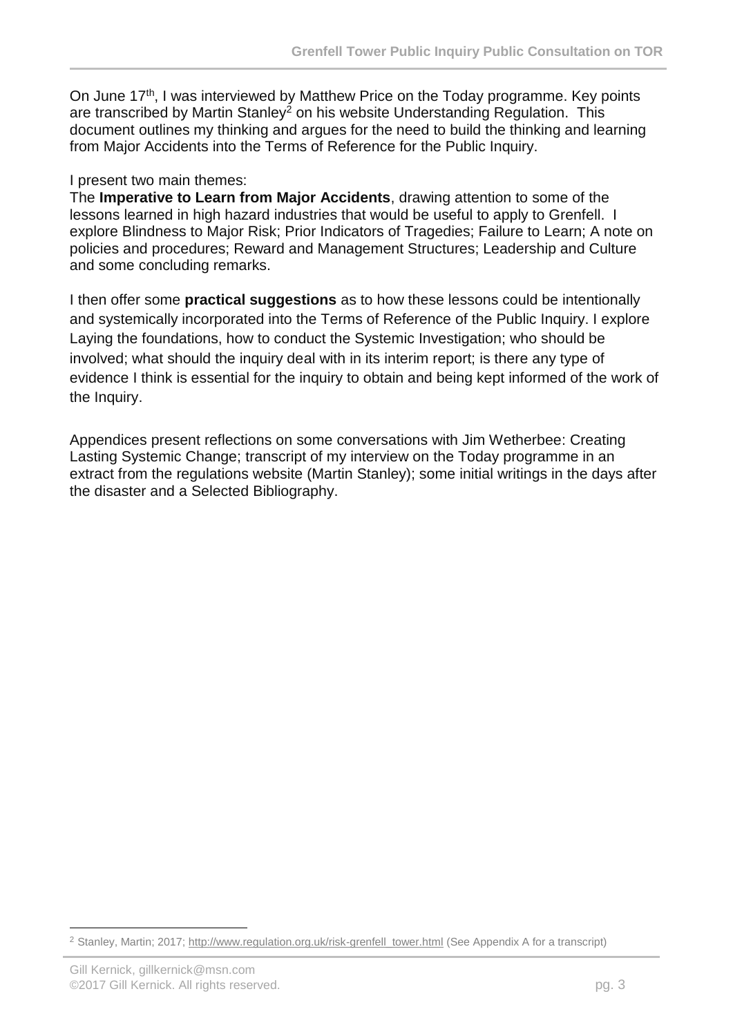On June 17th, I was interviewed by Matthew Price on the Today programme. Key points are transcribed by Martin Stanley[2] on his website Understanding Regulation. This document outlines my thinking and argues for the need to build the thinking and learning from Major Accidents into the Terms of Reference for the Public Inquiry.

I present two main themes:
The **Imperative to Learn from Major Accidents**, drawing attention to some of the lessons learned in high hazard industries that would be useful to apply to Grenfell. I explore Blindness to Major Risk; Prior Indicators of Tragedies; Failure to Learn; A note on policies and procedures; Reward and Management Structures; Leadership and Culture and some concluding remarks.

I then offer some **practical suggestions** as to how these lessons could be intentionally and systemically incorporated into the Terms of Reference of the Public Inquiry. I explore Laying the foundations, how to conduct the Systemic Investigation; who should be involved; what should the inquiry deal with in its interim report; is there any type of evidence I think is essential for the inquiry to obtain and being kept informed of the work of the Inquiry.

Appendices present reflections on some conversations with Jim Wetherbee: Creating Lasting Systemic Change; transcript of my interview on the Today programme in an extract from the regulations website (Martin Stanley); some initial writings in the days after the disaster and a Selected Bibliography.

[2] Stanley, Martin; 2017; http://www.regulation.org.uk/risk-grenfell_tower.html (See Appendix A for a transcript)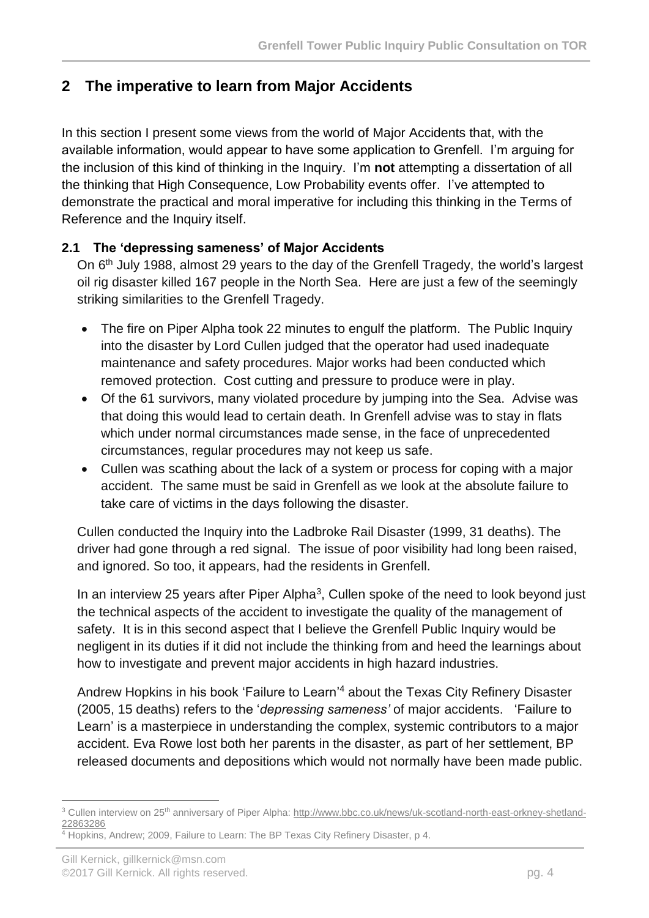## 2 The imperative to learn from Major Accidents

In this section I present some views from the world of Major Accidents that, with the available information, would appear to have some application to Grenfell. I'm arguing for the inclusion of this kind of thinking in the Inquiry. I'm **not** attempting a dissertation of all the thinking that High Consequence, Low Probability events offer. I've attempted to demonstrate the practical and moral imperative for including this thinking in the Terms of Reference and the Inquiry itself.

### 2.1 The 'depressing sameness' of Major Accidents

On 6th July 1988, almost 29 years to the day of the Grenfell Tragedy, the world's largest oil rig disaster killed 167 people in the North Sea. Here are just a few of the seemingly striking similarities to the Grenfell Tragedy.

- The fire on Piper Alpha took 22 minutes to engulf the platform. The Public Inquiry into the disaster by Lord Cullen judged that the operator had used inadequate maintenance and safety procedures. Major works had been conducted which removed protection. Cost cutting and pressure to produce were in play.
- Of the 61 survivors, many violated procedure by jumping into the Sea. Advise was that doing this would lead to certain death. In Grenfell advise was to stay in flats which under normal circumstances made sense, in the face of unprecedented circumstances, regular procedures may not keep us safe.
- Cullen was scathing about the lack of a system or process for coping with a major accident. The same must be said in Grenfell as we look at the absolute failure to take care of victims in the days following the disaster.

Cullen conducted the Inquiry into the Ladbroke Rail Disaster (1999, 31 deaths). The driver had gone through a red signal. The issue of poor visibility had long been raised, and ignored. So too, it appears, had the residents in Grenfell.

In an interview 25 years after Piper Alpha[3], Cullen spoke of the need to look beyond just the technical aspects of the accident to investigate the quality of the management of safety. It is in this second aspect that I believe the Grenfell Public Inquiry would be negligent in its duties if it did not include the thinking from and heed the learnings about how to investigate and prevent major accidents in high hazard industries.

Andrew Hopkins in his book 'Failure to Learn'[4] about the Texas City Refinery Disaster (2005, 15 deaths) refers to the '*depressing sameness'* of major accidents. 'Failure to Learn' is a masterpiece in understanding the complex, systemic contributors to a major accident. Eva Rowe lost both her parents in the disaster, as part of her settlement, BP released documents and depositions which would not normally have been made public.

---

[3] Cullen interview on 25th anniversary of Piper Alpha: http://www.bbc.co.uk/news/uk-scotland-north-east-orkney-shetland-22863286

[4] Hopkins, Andrew; 2009, Failure to Learn: The BP Texas City Refinery Disaster, p 4.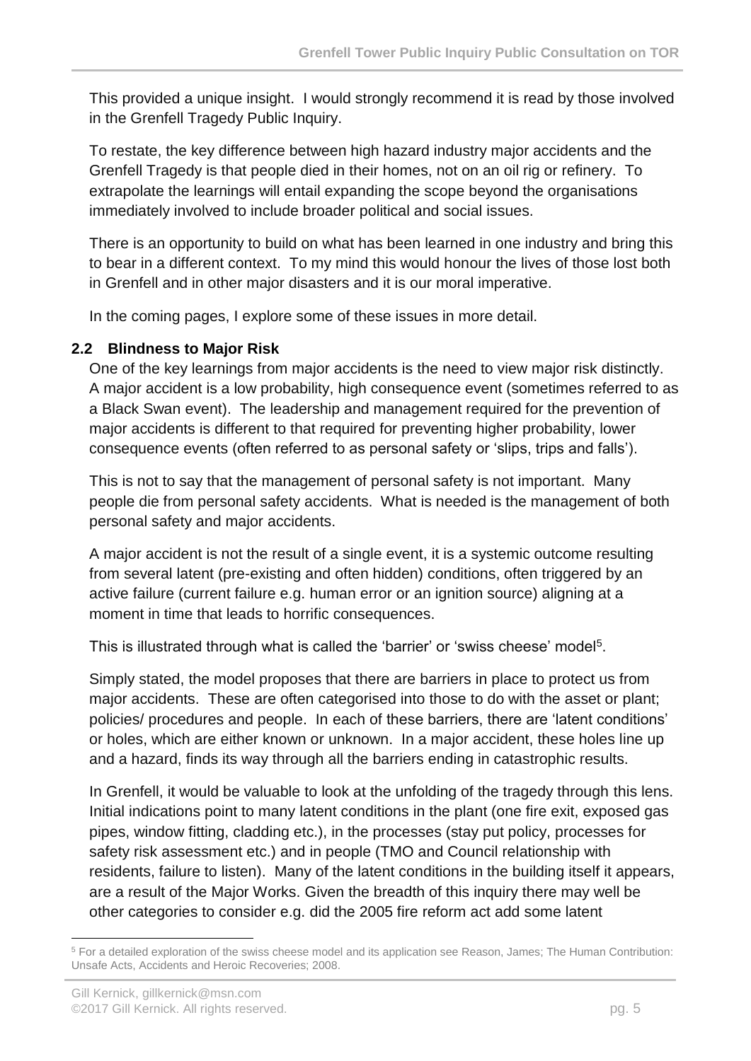This provided a unique insight. I would strongly recommend it is read by those involved in the Grenfell Tragedy Public Inquiry.

To restate, the key difference between high hazard industry major accidents and the Grenfell Tragedy is that people died in their homes, not on an oil rig or refinery. To extrapolate the learnings will entail expanding the scope beyond the organisations immediately involved to include broader political and social issues.

There is an opportunity to build on what has been learned in one industry and bring this to bear in a different context. To my mind this would honour the lives of those lost both in Grenfell and in other major disasters and it is our moral imperative.

In the coming pages, I explore some of these issues in more detail.

### 2.2 Blindness to Major Risk

One of the key learnings from major accidents is the need to view major risk distinctly. A major accident is a low probability, high consequence event (sometimes referred to as a Black Swan event). The leadership and management required for the prevention of major accidents is different to that required for preventing higher probability, lower consequence events (often referred to as personal safety or 'slips, trips and falls').

This is not to say that the management of personal safety is not important. Many people die from personal safety accidents. What is needed is the management of both personal safety and major accidents.

A major accident is not the result of a single event, it is a systemic outcome resulting from several latent (pre-existing and often hidden) conditions, often triggered by an active failure (current failure e.g. human error or an ignition source) aligning at a moment in time that leads to horrific consequences.

This is illustrated through what is called the 'barrier' or 'swiss cheese' model[5].

Simply stated, the model proposes that there are barriers in place to protect us from major accidents. These are often categorised into those to do with the asset or plant; policies/ procedures and people. In each of these barriers, there are 'latent conditions' or holes, which are either known or unknown. In a major accident, these holes line up and a hazard, finds its way through all the barriers ending in catastrophic results.

In Grenfell, it would be valuable to look at the unfolding of the tragedy through this lens. Initial indications point to many latent conditions in the plant (one fire exit, exposed gas pipes, window fitting, cladding etc.), in the processes (stay put policy, processes for safety risk assessment etc.) and in people (TMO and Council relationship with residents, failure to listen). Many of the latent conditions in the building itself it appears, are a result of the Major Works. Given the breadth of this inquiry there may well be other categories to consider e.g. did the 2005 fire reform act add some latent

[5] For a detailed exploration of the swiss cheese model and its application see Reason, James; The Human Contribution: Unsafe Acts, Accidents and Heroic Recoveries; 2008.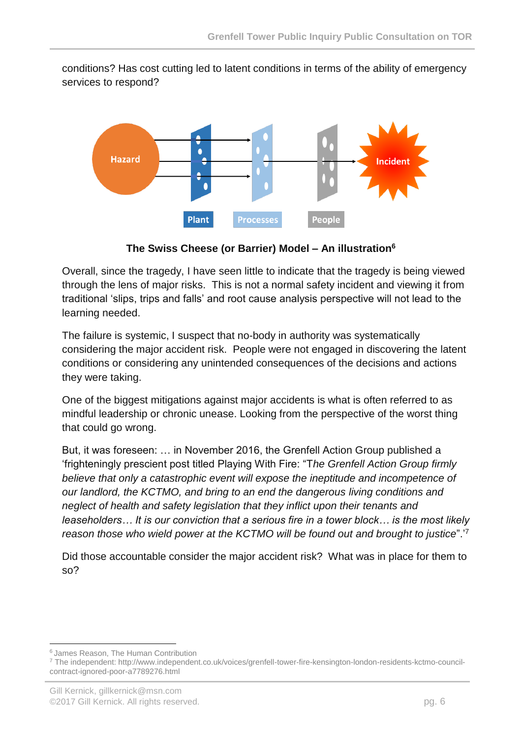conditions? Has cost cutting led to latent conditions in terms of the ability of emergency services to respond?

**The Swiss Cheese (or Barrier) Model – An illustration[6]**

Overall, since the tragedy, I have seen little to indicate that the tragedy is being viewed through the lens of major risks. This is not a normal safety incident and viewing it from traditional 'slips, trips and falls' and root cause analysis perspective will not lead to the learning needed.

The failure is systemic, I suspect that no-body in authority was systematically considering the major accident risk. People were not engaged in discovering the latent conditions or considering any unintended consequences of the decisions and actions they were taking.

One of the biggest mitigations against major accidents is what is often referred to as mindful leadership or chronic unease. Looking from the perspective of the worst thing that could go wrong.

But, it was foreseen: … in November 2016, the Grenfell Action Group published a 'frighteningly prescient post titled Playing With Fire: "T*he Grenfell Action Group firmly believe that only a catastrophic event will expose the ineptitude and incompetence of our landlord, the KCTMO, and bring to an end the dangerous living conditions and neglect of health and safety legislation that they inflict upon their tenants and leaseholders… It is our conviction that a serious fire in a tower block… is the most likely reason those who wield power at the KCTMO will be found out and brought to justice*".'[7]

Did those accountable consider the major accident risk? What was in place for them to so?

---

[6] James Reason, The Human Contribution

[7] The independent: http://www.independent.co.uk/voices/grenfell-tower-fire-kensington-london-residents-kctmo-council-contract-ignored-poor-a7789276.html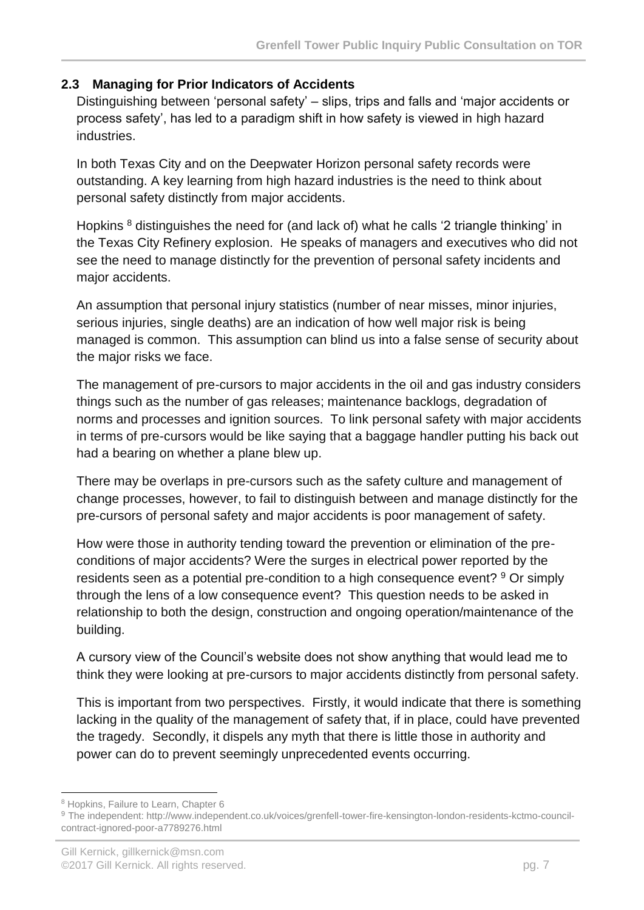## 2.3 Managing for Prior Indicators of Accidents

Distinguishing between 'personal safety' – slips, trips and falls and 'major accidents or process safety', has led to a paradigm shift in how safety is viewed in high hazard industries.

In both Texas City and on the Deepwater Horizon personal safety records were outstanding. A key learning from high hazard industries is the need to think about personal safety distinctly from major accidents.

Hopkins [8] distinguishes the need for (and lack of) what he calls '2 triangle thinking' in the Texas City Refinery explosion. He speaks of managers and executives who did not see the need to manage distinctly for the prevention of personal safety incidents and major accidents.

An assumption that personal injury statistics (number of near misses, minor injuries, serious injuries, single deaths) are an indication of how well major risk is being managed is common. This assumption can blind us into a false sense of security about the major risks we face.

The management of pre-cursors to major accidents in the oil and gas industry considers things such as the number of gas releases; maintenance backlogs, degradation of norms and processes and ignition sources. To link personal safety with major accidents in terms of pre-cursors would be like saying that a baggage handler putting his back out had a bearing on whether a plane blew up.

There may be overlaps in pre-cursors such as the safety culture and management of change processes, however, to fail to distinguish between and manage distinctly for the pre-cursors of personal safety and major accidents is poor management of safety.

How were those in authority tending toward the prevention or elimination of the pre-conditions of major accidents? Were the surges in electrical power reported by the residents seen as a potential pre-condition to a high consequence event? [9] Or simply through the lens of a low consequence event? This question needs to be asked in relationship to both the design, construction and ongoing operation/maintenance of the building.

A cursory view of the Council's website does not show anything that would lead me to think they were looking at pre-cursors to major accidents distinctly from personal safety.

This is important from two perspectives. Firstly, it would indicate that there is something lacking in the quality of the management of safety that, if in place, could have prevented the tragedy. Secondly, it dispels any myth that there is little those in authority and power can do to prevent seemingly unprecedented events occurring.

---

[8] Hopkins, Failure to Learn, Chapter 6

[9] The independent: http://www.independent.co.uk/voices/grenfell-tower-fire-kensington-london-residents-kctmo-council-contract-ignored-poor-a7789276.html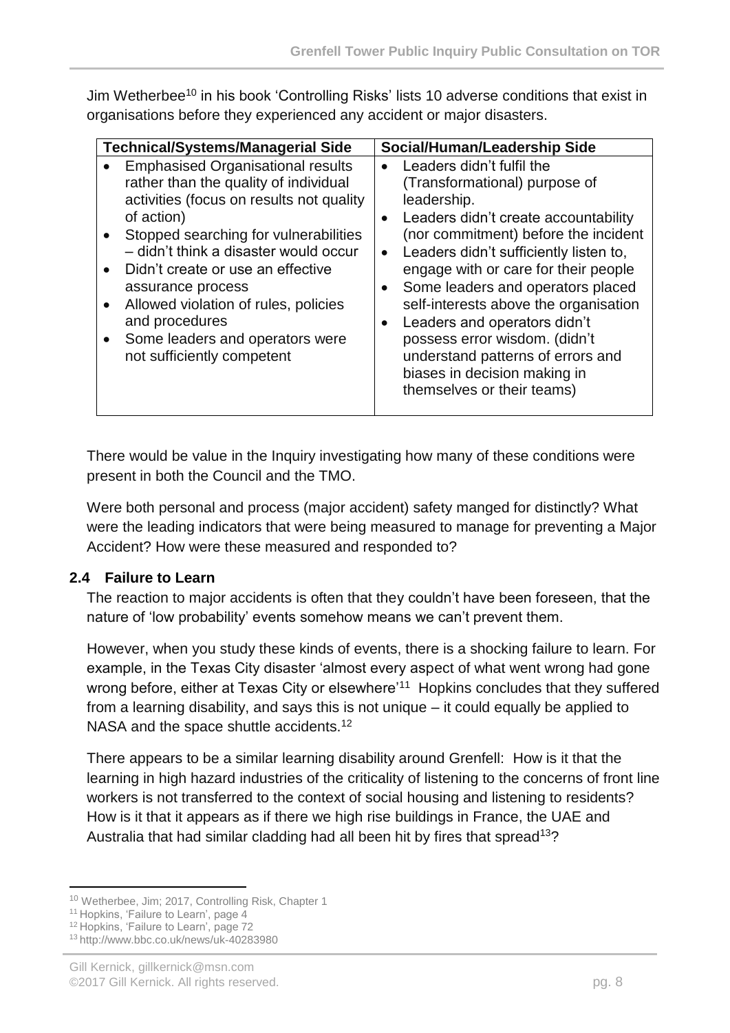Jim Wetherbee[10] in his book 'Controlling Risks' lists 10 adverse conditions that exist in organisations before they experienced any accident or major disasters.

| Technical/Systems/Managerial Side | Social/Human/Leadership Side |
|---|---|
| • Emphasised Organisational results rather than the quality of individual activities (focus on results not quality of action)<br>• Stopped searching for vulnerabilities – didn't think a disaster would occur<br>• Didn't create or use an effective assurance process<br>• Allowed violation of rules, policies and procedures<br>• Some leaders and operators were not sufficiently competent | • Leaders didn't fulfil the (Transformational) purpose of leadership.<br>• Leaders didn't create accountability (nor commitment) before the incident<br>• Leaders didn't sufficiently listen to, engage with or care for their people<br>• Some leaders and operators placed self-interests above the organisation<br>• Leaders and operators didn't possess error wisdom. (didn't understand patterns of errors and biases in decision making in themselves or their teams) |

There would be value in the Inquiry investigating how many of these conditions were present in both the Council and the TMO.

Were both personal and process (major accident) safety manged for distinctly? What were the leading indicators that were being measured to manage for preventing a Major Accident? How were these measured and responded to?

## 2.4 Failure to Learn

The reaction to major accidents is often that they couldn't have been foreseen, that the nature of 'low probability' events somehow means we can't prevent them.

However, when you study these kinds of events, there is a shocking failure to learn. For example, in the Texas City disaster 'almost every aspect of what went wrong had gone wrong before, either at Texas City or elsewhere'[11] Hopkins concludes that they suffered from a learning disability, and says this is not unique – it could equally be applied to NASA and the space shuttle accidents.[12]

There appears to be a similar learning disability around Grenfell: How is it that the learning in high hazard industries of the criticality of listening to the concerns of front line workers is not transferred to the context of social housing and listening to residents? How is it that it appears as if there we high rise buildings in France, the UAE and Australia that had similar cladding had all been hit by fires that spread[13]?

---

[10] Wetherbee, Jim; 2017, Controlling Risk, Chapter 1

[11] Hopkins, 'Failure to Learn', page 4

[12] Hopkins, 'Failure to Learn', page 72

[13] http://www.bbc.co.uk/news/uk-40283980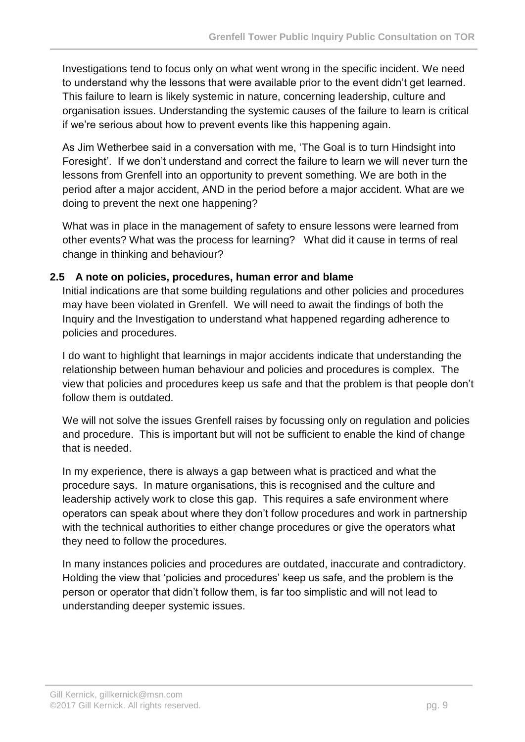Investigations tend to focus only on what went wrong in the specific incident. We need to understand why the lessons that were available prior to the event didn't get learned. This failure to learn is likely systemic in nature, concerning leadership, culture and organisation issues. Understanding the systemic causes of the failure to learn is critical if we're serious about how to prevent events like this happening again.

As Jim Wetherbee said in a conversation with me, 'The Goal is to turn Hindsight into Foresight'. If we don't understand and correct the failure to learn we will never turn the lessons from Grenfell into an opportunity to prevent something. We are both in the period after a major accident, AND in the period before a major accident. What are we doing to prevent the next one happening?

What was in place in the management of safety to ensure lessons were learned from other events? What was the process for learning? What did it cause in terms of real change in thinking and behaviour?

## 2.5 A note on policies, procedures, human error and blame

Initial indications are that some building regulations and other policies and procedures may have been violated in Grenfell. We will need to await the findings of both the Inquiry and the Investigation to understand what happened regarding adherence to policies and procedures.

I do want to highlight that learnings in major accidents indicate that understanding the relationship between human behaviour and policies and procedures is complex. The view that policies and procedures keep us safe and that the problem is that people don't follow them is outdated.

We will not solve the issues Grenfell raises by focussing only on regulation and policies and procedure. This is important but will not be sufficient to enable the kind of change that is needed.

In my experience, there is always a gap between what is practiced and what the procedure says. In mature organisations, this is recognised and the culture and leadership actively work to close this gap. This requires a safe environment where operators can speak about where they don't follow procedures and work in partnership with the technical authorities to either change procedures or give the operators what they need to follow the procedures.

In many instances policies and procedures are outdated, inaccurate and contradictory. Holding the view that 'policies and procedures' keep us safe, and the problem is the person or operator that didn't follow them, is far too simplistic and will not lead to understanding deeper systemic issues.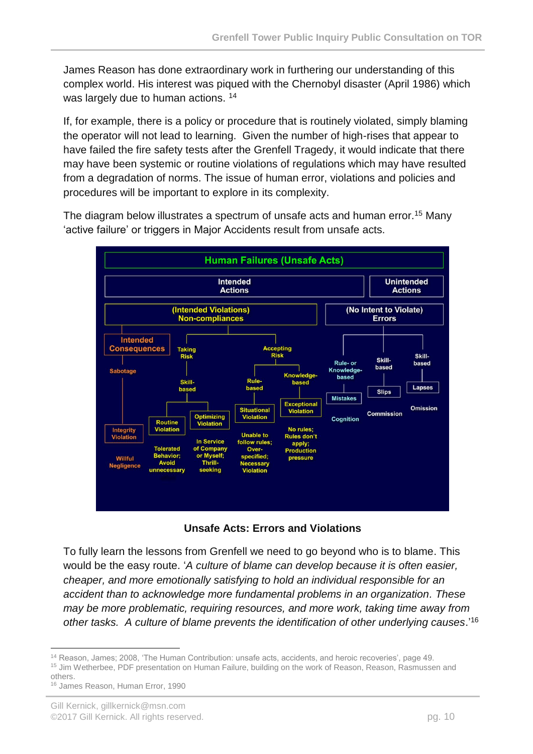James Reason has done extraordinary work in furthering our understanding of this complex world. His interest was piqued with the Chernobyl disaster (April 1986) which was largely due to human actions. [14]

If, for example, there is a policy or procedure that is routinely violated, simply blaming the operator will not lead to learning. Given the number of high-rises that appear to have failed the fire safety tests after the Grenfell Tragedy, it would indicate that there may have been systemic or routine violations of regulations which may have resulted from a degradation of norms. The issue of human error, violations and policies and procedures will be important to explore in its complexity.

The diagram below illustrates a spectrum of unsafe acts and human error.[15] Many 'active failure' or triggers in Major Accidents result from unsafe acts.

**Unsafe Acts: Errors and Violations**

To fully learn the lessons from Grenfell we need to go beyond who is to blame. This would be the easy route. '*A culture of blame can develop because it is often easier, cheaper, and more emotionally satisfying to hold an individual responsible for an accident than to acknowledge more fundamental problems in an organization. These may be more problematic, requiring resources, and more work, taking time away from other tasks. A culture of blame prevents the identification of other underlying causes*.'[16]

---

[14] Reason, James; 2008, 'The Human Contribution: unsafe acts, accidents, and heroic recoveries', page 49.

[15] Jim Wetherbee, PDF presentation on Human Failure, building on the work of Reason, Reason, Rasmussen and others.

[16] James Reason, Human Error, 1990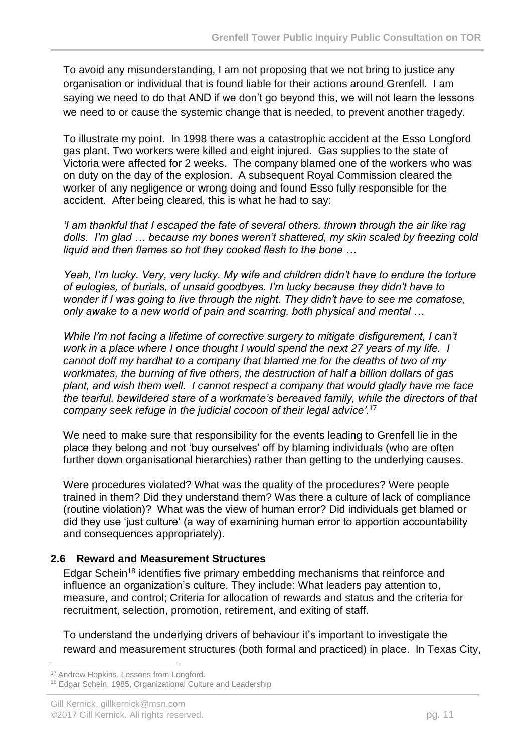To avoid any misunderstanding, I am not proposing that we not bring to justice any organisation or individual that is found liable for their actions around Grenfell. I am saying we need to do that AND if we don't go beyond this, we will not learn the lessons we need to or cause the systemic change that is needed, to prevent another tragedy.

To illustrate my point. In 1998 there was a catastrophic accident at the Esso Longford gas plant. Two workers were killed and eight injured. Gas supplies to the state of Victoria were affected for 2 weeks. The company blamed one of the workers who was on duty on the day of the explosion. A subsequent Royal Commission cleared the worker of any negligence or wrong doing and found Esso fully responsible for the accident. After being cleared, this is what he had to say:

*'I am thankful that I escaped the fate of several others, thrown through the air like rag dolls. I'm glad … because my bones weren't shattered, my skin scaled by freezing cold liquid and then flames so hot they cooked flesh to the bone …*

*Yeah, I'm lucky. Very, very lucky. My wife and children didn't have to endure the torture of eulogies, of burials, of unsaid goodbyes. I'm lucky because they didn't have to wonder if I was going to live through the night. They didn't have to see me comatose, only awake to a new world of pain and scarring, both physical and mental …*

*While I'm not facing a lifetime of corrective surgery to mitigate disfigurement, I can't work in a place where I once thought I would spend the next 27 years of my life. I cannot doff my hardhat to a company that blamed me for the deaths of two of my workmates, the burning of five others, the destruction of half a billion dollars of gas plant, and wish them well. I cannot respect a company that would gladly have me face the tearful, bewildered stare of a workmate's bereaved family, while the directors of that company seek refuge in the judicial cocoon of their legal advice'.*[17]

We need to make sure that responsibility for the events leading to Grenfell lie in the place they belong and not 'buy ourselves' off by blaming individuals (who are often further down organisational hierarchies) rather than getting to the underlying causes.

Were procedures violated? What was the quality of the procedures? Were people trained in them? Did they understand them? Was there a culture of lack of compliance (routine violation)? What was the view of human error? Did individuals get blamed or did they use 'just culture' (a way of examining human error to apportion accountability and consequences appropriately).

### 2.6 Reward and Measurement Structures

Edgar Schein[18] identifies five primary embedding mechanisms that reinforce and influence an organization's culture. They include: What leaders pay attention to, measure, and control; Criteria for allocation of rewards and status and the criteria for recruitment, selection, promotion, retirement, and exiting of staff.

To understand the underlying drivers of behaviour it's important to investigate the reward and measurement structures (both formal and practiced) in place. In Texas City,

---

[17] Andrew Hopkins, Lessons from Longford.

[18] Edgar Schein, 1985, Organizational Culture and Leadership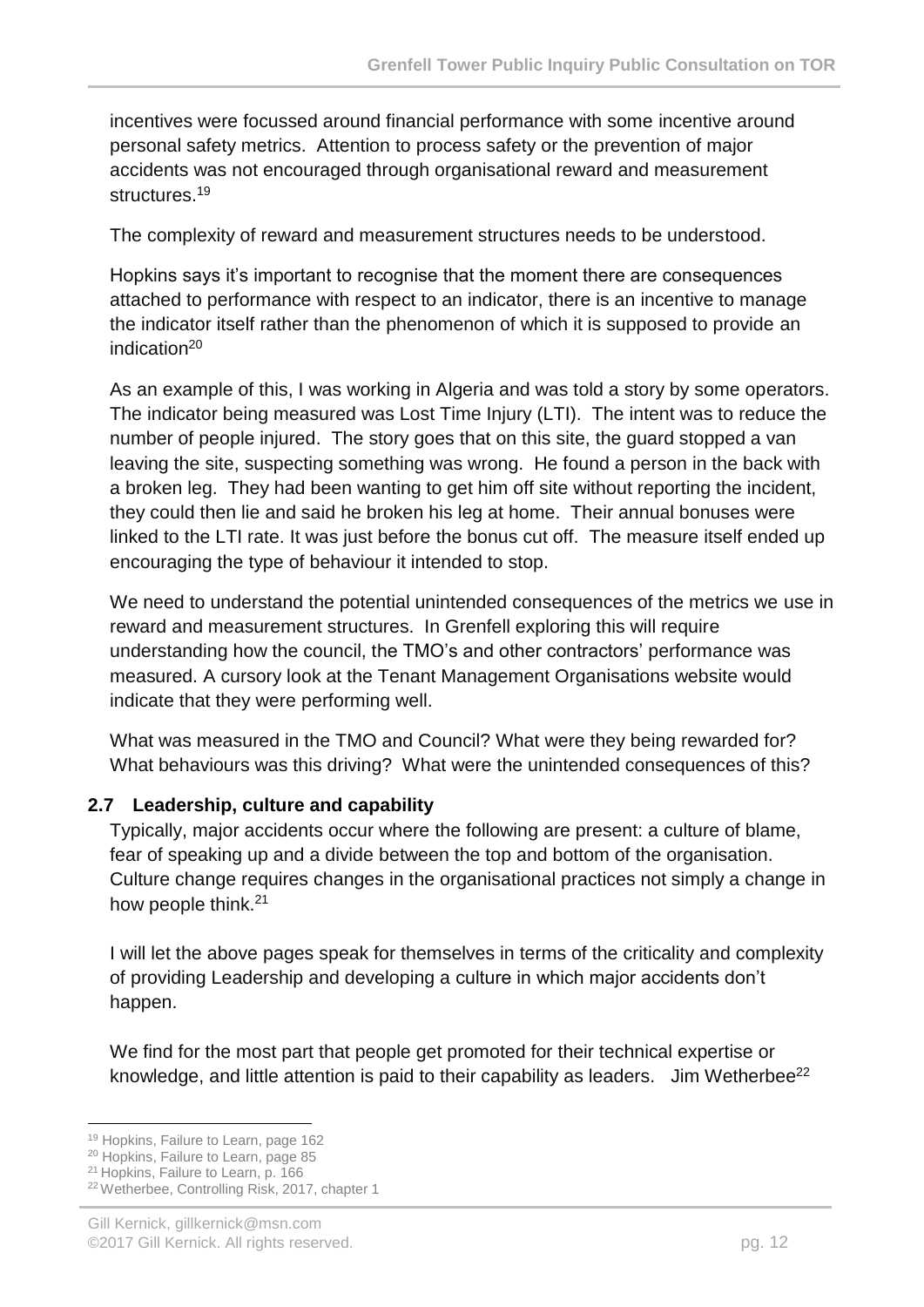incentives were focussed around financial performance with some incentive around personal safety metrics. Attention to process safety or the prevention of major accidents was not encouraged through organisational reward and measurement structures.[19]

The complexity of reward and measurement structures needs to be understood.

Hopkins says it's important to recognise that the moment there are consequences attached to performance with respect to an indicator, there is an incentive to manage the indicator itself rather than the phenomenon of which it is supposed to provide an indication[20]

As an example of this, I was working in Algeria and was told a story by some operators. The indicator being measured was Lost Time Injury (LTI). The intent was to reduce the number of people injured. The story goes that on this site, the guard stopped a van leaving the site, suspecting something was wrong. He found a person in the back with a broken leg. They had been wanting to get him off site without reporting the incident, they could then lie and said he broken his leg at home. Their annual bonuses were linked to the LTI rate. It was just before the bonus cut off. The measure itself ended up encouraging the type of behaviour it intended to stop.

We need to understand the potential unintended consequences of the metrics we use in reward and measurement structures. In Grenfell exploring this will require understanding how the council, the TMO's and other contractors' performance was measured. A cursory look at the Tenant Management Organisations website would indicate that they were performing well.

What was measured in the TMO and Council? What were they being rewarded for? What behaviours was this driving? What were the unintended consequences of this?

## 2.7 Leadership, culture and capability

Typically, major accidents occur where the following are present: a culture of blame, fear of speaking up and a divide between the top and bottom of the organisation. Culture change requires changes in the organisational practices not simply a change in how people think.[21]

I will let the above pages speak for themselves in terms of the criticality and complexity of providing Leadership and developing a culture in which major accidents don't happen.

We find for the most part that people get promoted for their technical expertise or knowledge, and little attention is paid to their capability as leaders. Jim Wetherbee[22]

---

[19] Hopkins, Failure to Learn, page 162

[20] Hopkins, Failure to Learn, page 85

[21] Hopkins, Failure to Learn, p. 166

[22] Wetherbee, Controlling Risk, 2017, chapter 1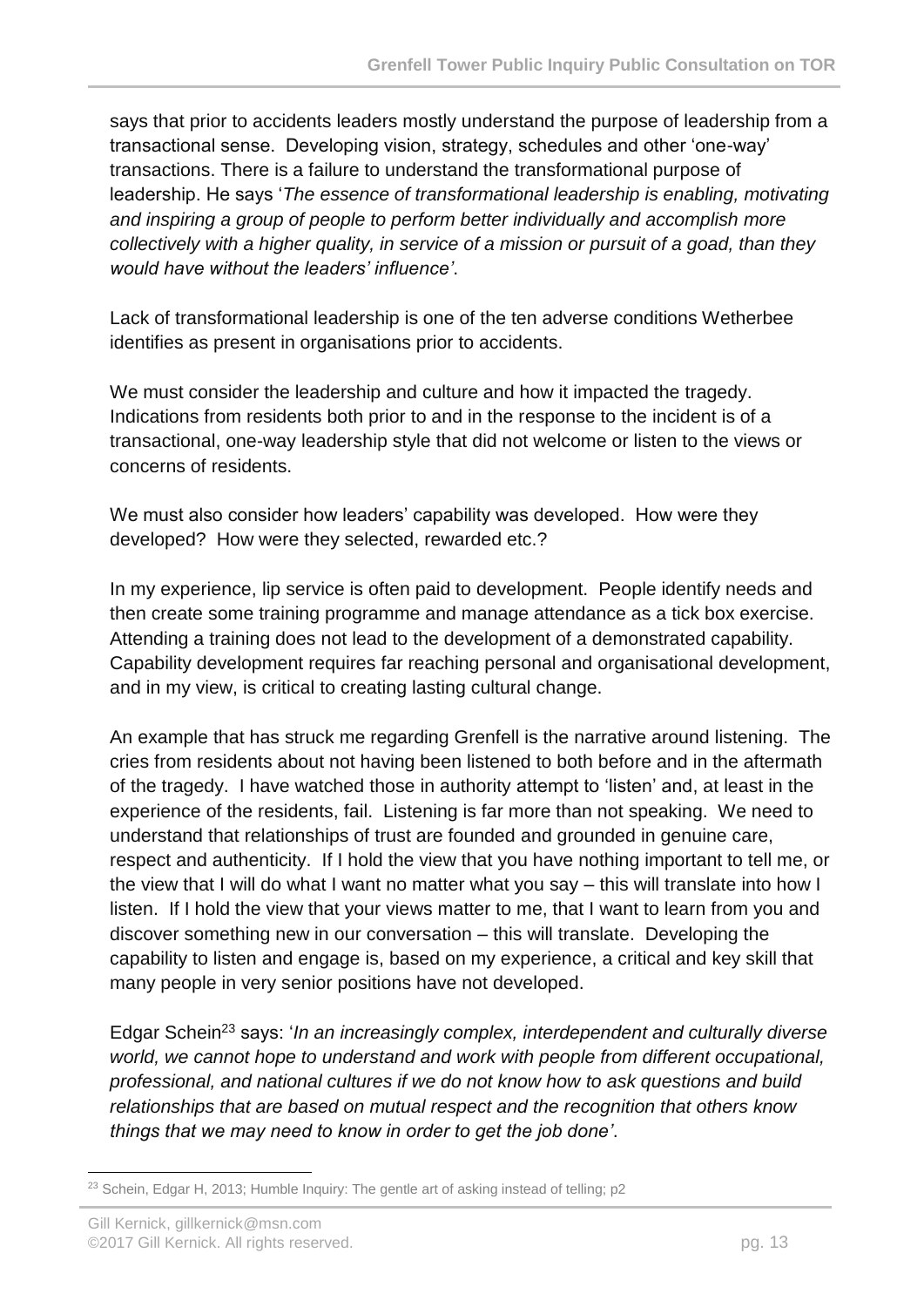says that prior to accidents leaders mostly understand the purpose of leadership from a transactional sense. Developing vision, strategy, schedules and other 'one-way' transactions. There is a failure to understand the transformational purpose of leadership. He says '*The essence of transformational leadership is enabling, motivating and inspiring a group of people to perform better individually and accomplish more collectively with a higher quality, in service of a mission or pursuit of a goad, than they would have without the leaders' influence'*.

Lack of transformational leadership is one of the ten adverse conditions Wetherbee identifies as present in organisations prior to accidents.

We must consider the leadership and culture and how it impacted the tragedy. Indications from residents both prior to and in the response to the incident is of a transactional, one-way leadership style that did not welcome or listen to the views or concerns of residents.

We must also consider how leaders' capability was developed. How were they developed? How were they selected, rewarded etc.?

In my experience, lip service is often paid to development. People identify needs and then create some training programme and manage attendance as a tick box exercise. Attending a training does not lead to the development of a demonstrated capability. Capability development requires far reaching personal and organisational development, and in my view, is critical to creating lasting cultural change.

An example that has struck me regarding Grenfell is the narrative around listening. The cries from residents about not having been listened to both before and in the aftermath of the tragedy. I have watched those in authority attempt to 'listen' and, at least in the experience of the residents, fail. Listening is far more than not speaking. We need to understand that relationships of trust are founded and grounded in genuine care, respect and authenticity. If I hold the view that you have nothing important to tell me, or the view that I will do what I want no matter what you say – this will translate into how I listen. If I hold the view that your views matter to me, that I want to learn from you and discover something new in our conversation – this will translate. Developing the capability to listen and engage is, based on my experience, a critical and key skill that many people in very senior positions have not developed.

Edgar Schein[23] says: '*In an increasingly complex, interdependent and culturally diverse world, we cannot hope to understand and work with people from different occupational, professional, and national cultures if we do not know how to ask questions and build relationships that are based on mutual respect and the recognition that others know things that we may need to know in order to get the job done'*.

[23] Schein, Edgar H, 2013; Humble Inquiry: The gentle art of asking instead of telling; p2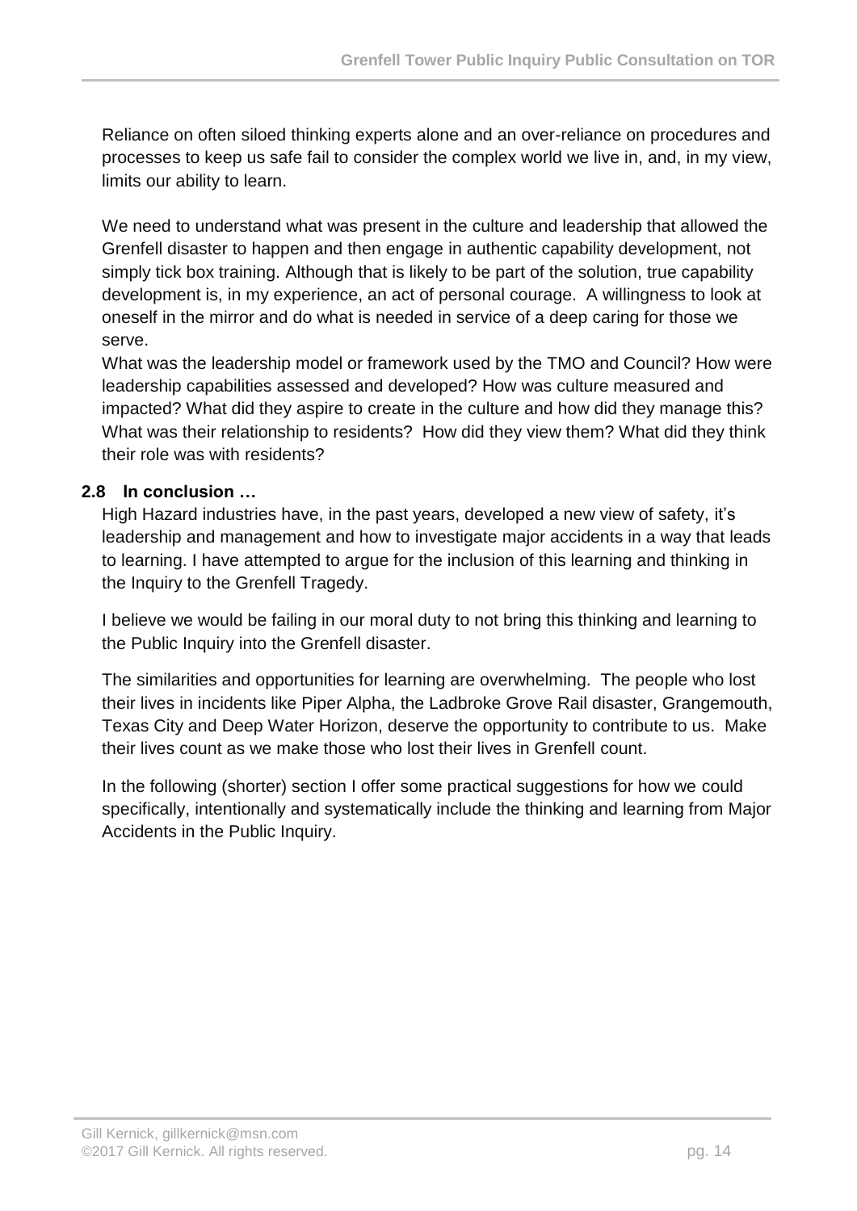Reliance on often siloed thinking experts alone and an over-reliance on procedures and processes to keep us safe fail to consider the complex world we live in, and, in my view, limits our ability to learn.

We need to understand what was present in the culture and leadership that allowed the Grenfell disaster to happen and then engage in authentic capability development, not simply tick box training. Although that is likely to be part of the solution, true capability development is, in my experience, an act of personal courage. A willingness to look at oneself in the mirror and do what is needed in service of a deep caring for those we serve.

What was the leadership model or framework used by the TMO and Council? How were leadership capabilities assessed and developed? How was culture measured and impacted? What did they aspire to create in the culture and how did they manage this? What was their relationship to residents? How did they view them? What did they think their role was with residents?

### 2.8 In conclusion …

High Hazard industries have, in the past years, developed a new view of safety, it's leadership and management and how to investigate major accidents in a way that leads to learning. I have attempted to argue for the inclusion of this learning and thinking in the Inquiry to the Grenfell Tragedy.

I believe we would be failing in our moral duty to not bring this thinking and learning to the Public Inquiry into the Grenfell disaster.

The similarities and opportunities for learning are overwhelming. The people who lost their lives in incidents like Piper Alpha, the Ladbroke Grove Rail disaster, Grangemouth, Texas City and Deep Water Horizon, deserve the opportunity to contribute to us. Make their lives count as we make those who lost their lives in Grenfell count.

In the following (shorter) section I offer some practical suggestions for how we could specifically, intentionally and systematically include the thinking and learning from Major Accidents in the Public Inquiry.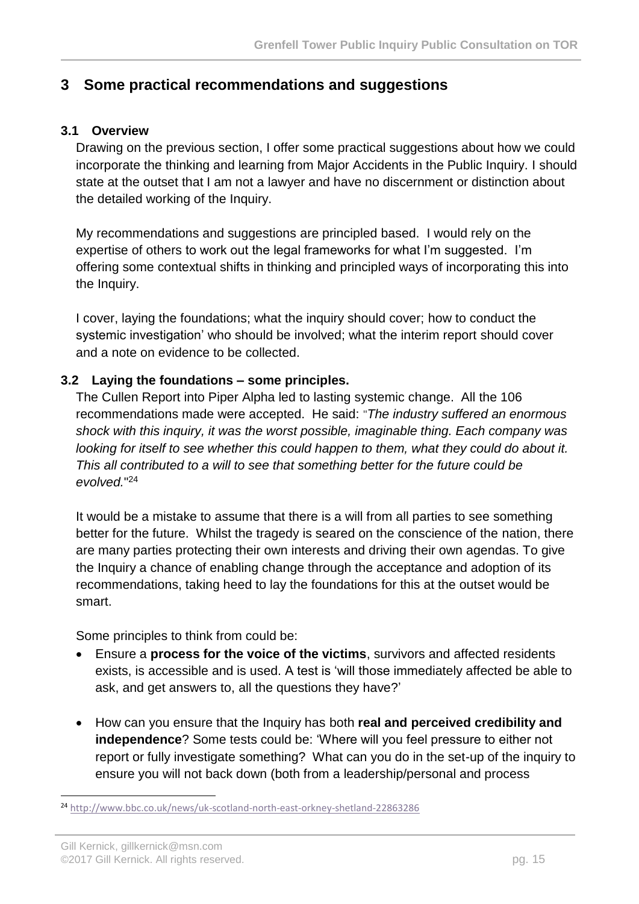## 3 Some practical recommendations and suggestions

### 3.1 Overview

Drawing on the previous section, I offer some practical suggestions about how we could incorporate the thinking and learning from Major Accidents in the Public Inquiry. I should state at the outset that I am not a lawyer and have no discernment or distinction about the detailed working of the Inquiry.

My recommendations and suggestions are principled based. I would rely on the expertise of others to work out the legal frameworks for what I'm suggested. I'm offering some contextual shifts in thinking and principled ways of incorporating this into the Inquiry.

I cover, laying the foundations; what the inquiry should cover; how to conduct the systemic investigation' who should be involved; what the interim report should cover and a note on evidence to be collected.

### 3.2 Laying the foundations – some principles.

The Cullen Report into Piper Alpha led to lasting systemic change. All the 106 recommendations made were accepted. He said: "*The industry suffered an enormous shock with this inquiry, it was the worst possible, imaginable thing. Each company was looking for itself to see whether this could happen to them, what they could do about it. This all contributed to a will to see that something better for the future could be evolved.*"[24]

It would be a mistake to assume that there is a will from all parties to see something better for the future. Whilst the tragedy is seared on the conscience of the nation, there are many parties protecting their own interests and driving their own agendas. To give the Inquiry a chance of enabling change through the acceptance and adoption of its recommendations, taking heed to lay the foundations for this at the outset would be smart.

Some principles to think from could be:

- Ensure a **process for the voice of the victims**, survivors and affected residents exists, is accessible and is used. A test is 'will those immediately affected be able to ask, and get answers to, all the questions they have?'

- How can you ensure that the Inquiry has both **real and perceived credibility and independence**? Some tests could be: 'Where will you feel pressure to either not report or fully investigate something? What can you do in the set-up of the inquiry to ensure you will not back down (both from a leadership/personal and process

[24] http://www.bbc.co.uk/news/uk-scotland-north-east-orkney-shetland-22863286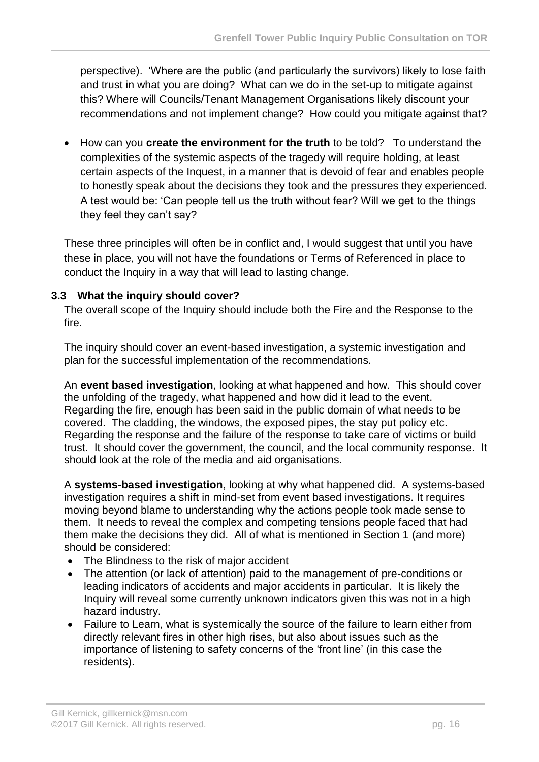perspective). 'Where are the public (and particularly the survivors) likely to lose faith and trust in what you are doing? What can we do in the set-up to mitigate against this? Where will Councils/Tenant Management Organisations likely discount your recommendations and not implement change? How could you mitigate against that?

- How can you **create the environment for the truth** to be told? To understand the complexities of the systemic aspects of the tragedy will require holding, at least certain aspects of the Inquest, in a manner that is devoid of fear and enables people to honestly speak about the decisions they took and the pressures they experienced. A test would be: 'Can people tell us the truth without fear? Will we get to the things they feel they can't say?

These three principles will often be in conflict and, I would suggest that until you have these in place, you will not have the foundations or Terms of Referenced in place to conduct the Inquiry in a way that will lead to lasting change.

### 3.3 What the inquiry should cover?

The overall scope of the Inquiry should include both the Fire and the Response to the fire.

The inquiry should cover an event-based investigation, a systemic investigation and plan for the successful implementation of the recommendations.

An **event based investigation**, looking at what happened and how. This should cover the unfolding of the tragedy, what happened and how did it lead to the event. Regarding the fire, enough has been said in the public domain of what needs to be covered. The cladding, the windows, the exposed pipes, the stay put policy etc. Regarding the response and the failure of the response to take care of victims or build trust. It should cover the government, the council, and the local community response. It should look at the role of the media and aid organisations.

A **systems-based investigation**, looking at why what happened did. A systems-based investigation requires a shift in mind-set from event based investigations. It requires moving beyond blame to understanding why the actions people took made sense to them. It needs to reveal the complex and competing tensions people faced that had them make the decisions they did. All of what is mentioned in Section 1 (and more) should be considered:

- The Blindness to the risk of major accident
- The attention (or lack of attention) paid to the management of pre-conditions or leading indicators of accidents and major accidents in particular. It is likely the Inquiry will reveal some currently unknown indicators given this was not in a high hazard industry.
- Failure to Learn, what is systemically the source of the failure to learn either from directly relevant fires in other high rises, but also about issues such as the importance of listening to safety concerns of the 'front line' (in this case the residents).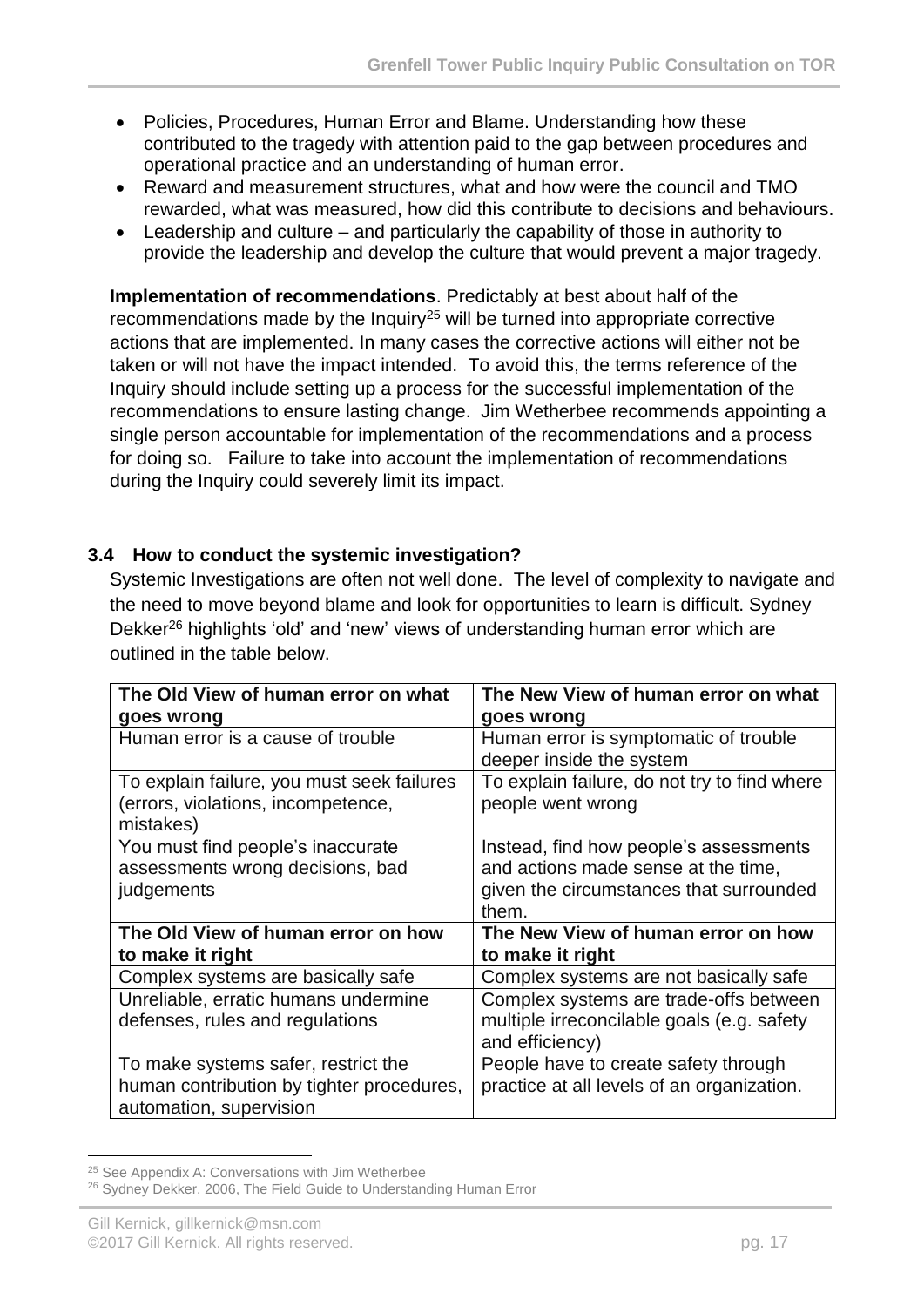- Policies, Procedures, Human Error and Blame. Understanding how these contributed to the tragedy with attention paid to the gap between procedures and operational practice and an understanding of human error.
- Reward and measurement structures, what and how were the council and TMO rewarded, what was measured, how did this contribute to decisions and behaviours.
- Leadership and culture – and particularly the capability of those in authority to provide the leadership and develop the culture that would prevent a major tragedy.

**Implementation of recommendations**. Predictably at best about half of the recommendations made by the Inquiry[25] will be turned into appropriate corrective actions that are implemented. In many cases the corrective actions will either not be taken or will not have the impact intended. To avoid this, the terms reference of the Inquiry should include setting up a process for the successful implementation of the recommendations to ensure lasting change. Jim Wetherbee recommends appointing a single person accountable for implementation of the recommendations and a process for doing so. Failure to take into account the implementation of recommendations during the Inquiry could severely limit its impact.

### 3.4 How to conduct the systemic investigation?

Systemic Investigations are often not well done. The level of complexity to navigate and the need to move beyond blame and look for opportunities to learn is difficult. Sydney Dekker[26] highlights 'old' and 'new' views of understanding human error which are outlined in the table below.

| **The Old View of human error on what goes wrong** | **The New View of human error on what goes wrong** |
| --- | --- |
| Human error is a cause of trouble | Human error is symptomatic of trouble deeper inside the system |
| To explain failure, you must seek failures (errors, violations, incompetence, mistakes) | To explain failure, do not try to find where people went wrong |
| You must find people's inaccurate assessments wrong decisions, bad judgements | Instead, find how people's assessments and actions made sense at the time, given the circumstances that surrounded them. |
| **The Old View of human error on how to make it right** | **The New View of human error on how to make it right** |
| Complex systems are basically safe | Complex systems are not basically safe |
| Unreliable, erratic humans undermine defenses, rules and regulations | Complex systems are trade-offs between multiple irreconcilable goals (e.g. safety and efficiency) |
| To make systems safer, restrict the human contribution by tighter procedures, automation, supervision | People have to create safety through practice at all levels of an organization. |

[25] See Appendix A: Conversations with Jim Wetherbee

[26] Sydney Dekker, 2006, The Field Guide to Understanding Human Error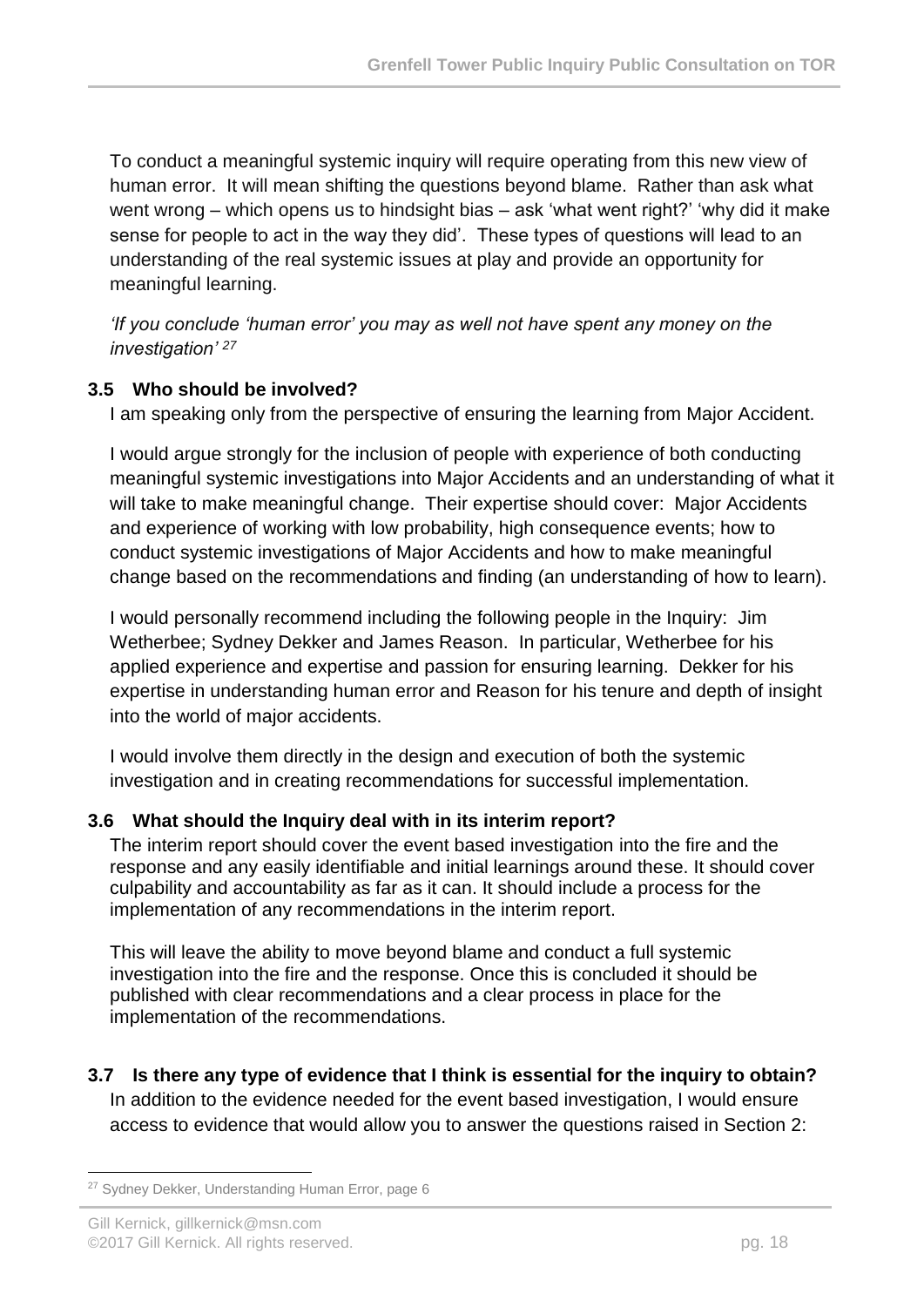To conduct a meaningful systemic inquiry will require operating from this new view of human error. It will mean shifting the questions beyond blame. Rather than ask what went wrong – which opens us to hindsight bias – ask 'what went right?' 'why did it make sense for people to act in the way they did'. These types of questions will lead to an understanding of the real systemic issues at play and provide an opportunity for meaningful learning.

*'If you conclude 'human error' you may as well not have spent any money on the investigation'* [27]

### 3.5 Who should be involved?

I am speaking only from the perspective of ensuring the learning from Major Accident.

I would argue strongly for the inclusion of people with experience of both conducting meaningful systemic investigations into Major Accidents and an understanding of what it will take to make meaningful change. Their expertise should cover: Major Accidents and experience of working with low probability, high consequence events; how to conduct systemic investigations of Major Accidents and how to make meaningful change based on the recommendations and finding (an understanding of how to learn).

I would personally recommend including the following people in the Inquiry: Jim Wetherbee; Sydney Dekker and James Reason. In particular, Wetherbee for his applied experience and expertise and passion for ensuring learning. Dekker for his expertise in understanding human error and Reason for his tenure and depth of insight into the world of major accidents.

I would involve them directly in the design and execution of both the systemic investigation and in creating recommendations for successful implementation.

### 3.6 What should the Inquiry deal with in its interim report?

The interim report should cover the event based investigation into the fire and the response and any easily identifiable and initial learnings around these. It should cover culpability and accountability as far as it can. It should include a process for the implementation of any recommendations in the interim report.

This will leave the ability to move beyond blame and conduct a full systemic investigation into the fire and the response. Once this is concluded it should be published with clear recommendations and a clear process in place for the implementation of the recommendations.

### 3.7 Is there any type of evidence that I think is essential for the inquiry to obtain?

In addition to the evidence needed for the event based investigation, I would ensure access to evidence that would allow you to answer the questions raised in Section 2:

---

[27] Sydney Dekker, Understanding Human Error, page 6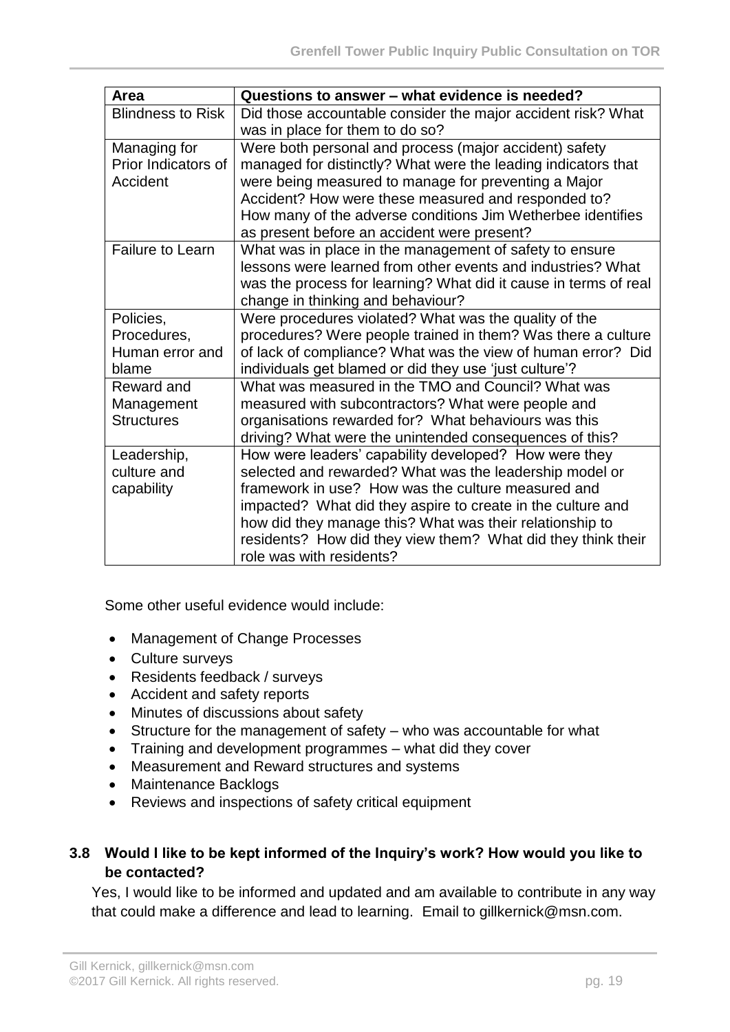| Area | Questions to answer – what evidence is needed? |
| --- | --- |
| Blindness to Risk | Did those accountable consider the major accident risk? What was in place for them to do so? |
| Managing for Prior Indicators of Accident | Were both personal and process (major accident) safety managed for distinctly? What were the leading indicators that were being measured to manage for preventing a Major Accident? How were these measured and responded to? How many of the adverse conditions Jim Wetherbee identifies as present before an accident were present? |
| Failure to Learn | What was in place in the management of safety to ensure lessons were learned from other events and industries? What was the process for learning? What did it cause in terms of real change in thinking and behaviour? |
| Policies, Procedures, Human error and blame | Were procedures violated? What was the quality of the procedures? Were people trained in them? Was there a culture of lack of compliance? What was the view of human error? Did individuals get blamed or did they use 'just culture'? |
| Reward and Management Structures | What was measured in the TMO and Council? What was measured with subcontractors? What were people and organisations rewarded for? What behaviours was this driving? What were the unintended consequences of this? |
| Leadership, culture and capability | How were leaders' capability developed? How were they selected and rewarded? What was the leadership model or framework in use? How was the culture measured and impacted? What did they aspire to create in the culture and how did they manage this? What was their relationship to residents? How did they view them? What did they think their role was with residents? |

Some other useful evidence would include:

- Management of Change Processes
- Culture surveys
- Residents feedback / surveys
- Accident and safety reports
- Minutes of discussions about safety
- Structure for the management of safety – who was accountable for what
- Training and development programmes – what did they cover
- Measurement and Reward structures and systems
- Maintenance Backlogs
- Reviews and inspections of safety critical equipment

### 3.8 Would I like to be kept informed of the Inquiry's work? How would you like to be contacted?

Yes, I would like to be informed and updated and am available to contribute in any way that could make a difference and lead to learning. Email to gillkernick@msn.com.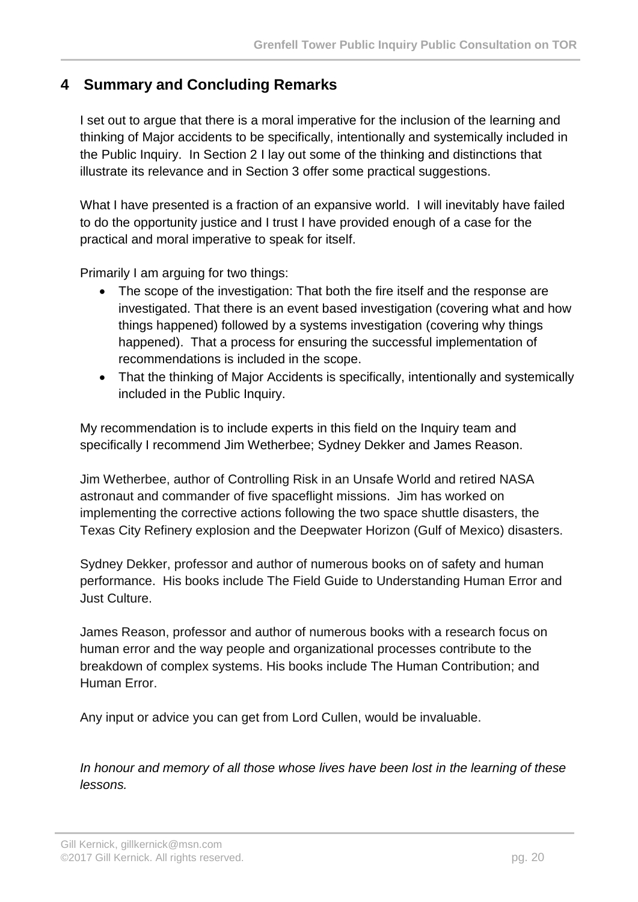## 4 Summary and Concluding Remarks

I set out to argue that there is a moral imperative for the inclusion of the learning and thinking of Major accidents to be specifically, intentionally and systemically included in the Public Inquiry. In Section 2 I lay out some of the thinking and distinctions that illustrate its relevance and in Section 3 offer some practical suggestions.

What I have presented is a fraction of an expansive world. I will inevitably have failed to do the opportunity justice and I trust I have provided enough of a case for the practical and moral imperative to speak for itself.

Primarily I am arguing for two things:

- The scope of the investigation: That both the fire itself and the response are investigated. That there is an event based investigation (covering what and how things happened) followed by a systems investigation (covering why things happened). That a process for ensuring the successful implementation of recommendations is included in the scope.
- That the thinking of Major Accidents is specifically, intentionally and systemically included in the Public Inquiry.

My recommendation is to include experts in this field on the Inquiry team and specifically I recommend Jim Wetherbee; Sydney Dekker and James Reason.

Jim Wetherbee, author of Controlling Risk in an Unsafe World and retired NASA astronaut and commander of five spaceflight missions. Jim has worked on implementing the corrective actions following the two space shuttle disasters, the Texas City Refinery explosion and the Deepwater Horizon (Gulf of Mexico) disasters.

Sydney Dekker, professor and author of numerous books on of safety and human performance. His books include The Field Guide to Understanding Human Error and Just Culture.

James Reason, professor and author of numerous books with a research focus on human error and the way people and organizational processes contribute to the breakdown of complex systems. His books include The Human Contribution; and Human Error.

Any input or advice you can get from Lord Cullen, would be invaluable.

*In honour and memory of all those whose lives have been lost in the learning of these lessons.*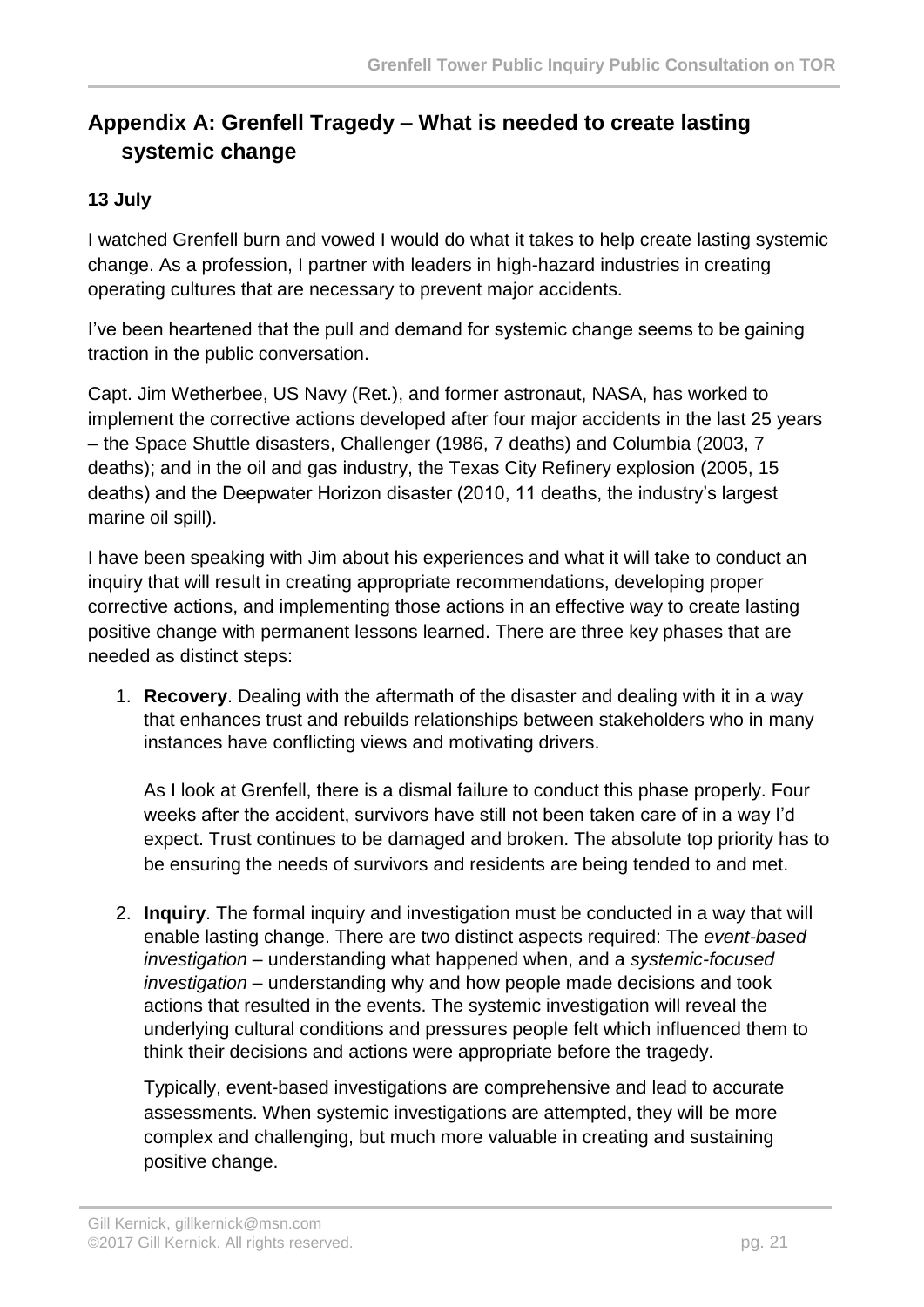## Appendix A: Grenfell Tragedy – What is needed to create lasting systemic change

**13 July**

I watched Grenfell burn and vowed I would do what it takes to help create lasting systemic change. As a profession, I partner with leaders in high-hazard industries in creating operating cultures that are necessary to prevent major accidents.

I've been heartened that the pull and demand for systemic change seems to be gaining traction in the public conversation.

Capt. Jim Wetherbee, US Navy (Ret.), and former astronaut, NASA, has worked to implement the corrective actions developed after four major accidents in the last 25 years – the Space Shuttle disasters, Challenger (1986, 7 deaths) and Columbia (2003, 7 deaths); and in the oil and gas industry, the Texas City Refinery explosion (2005, 15 deaths) and the Deepwater Horizon disaster (2010, 11 deaths, the industry's largest marine oil spill).

I have been speaking with Jim about his experiences and what it will take to conduct an inquiry that will result in creating appropriate recommendations, developing proper corrective actions, and implementing those actions in an effective way to create lasting positive change with permanent lessons learned. There are three key phases that are needed as distinct steps:

1. **Recovery**. Dealing with the aftermath of the disaster and dealing with it in a way that enhances trust and rebuilds relationships between stakeholders who in many instances have conflicting views and motivating drivers.

   As I look at Grenfell, there is a dismal failure to conduct this phase properly. Four weeks after the accident, survivors have still not been taken care of in a way I'd expect. Trust continues to be damaged and broken. The absolute top priority has to be ensuring the needs of survivors and residents are being tended to and met.

2. **Inquiry**. The formal inquiry and investigation must be conducted in a way that will enable lasting change. There are two distinct aspects required: The *event-based investigation* – understanding what happened when, and a *systemic-focused investigation* – understanding why and how people made decisions and took actions that resulted in the events. The systemic investigation will reveal the underlying cultural conditions and pressures people felt which influenced them to think their decisions and actions were appropriate before the tragedy.

   Typically, event-based investigations are comprehensive and lead to accurate assessments. When systemic investigations are attempted, they will be more complex and challenging, but much more valuable in creating and sustaining positive change.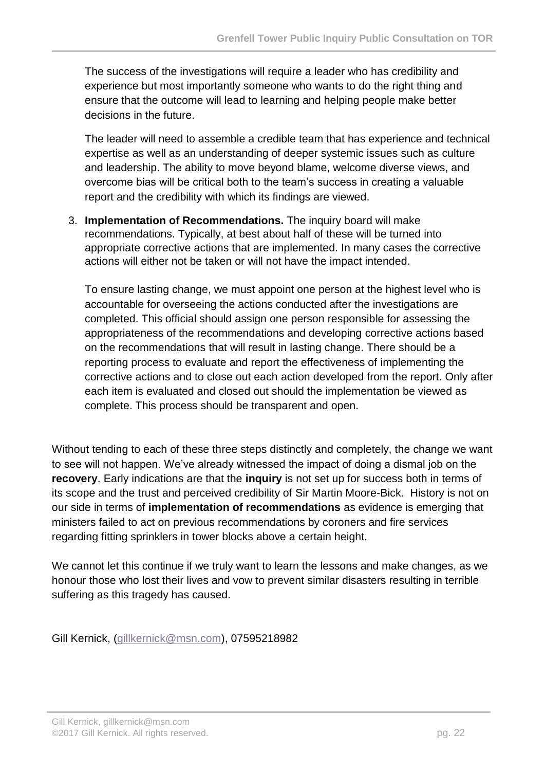The success of the investigations will require a leader who has credibility and experience but most importantly someone who wants to do the right thing and ensure that the outcome will lead to learning and helping people make better decisions in the future.

The leader will need to assemble a credible team that has experience and technical expertise as well as an understanding of deeper systemic issues such as culture and leadership. The ability to move beyond blame, welcome diverse views, and overcome bias will be critical both to the team's success in creating a valuable report and the credibility with which its findings are viewed.

3. **Implementation of Recommendations.** The inquiry board will make recommendations. Typically, at best about half of these will be turned into appropriate corrective actions that are implemented. In many cases the corrective actions will either not be taken or will not have the impact intended.

   To ensure lasting change, we must appoint one person at the highest level who is accountable for overseeing the actions conducted after the investigations are completed. This official should assign one person responsible for assessing the appropriateness of the recommendations and developing corrective actions based on the recommendations that will result in lasting change. There should be a reporting process to evaluate and report the effectiveness of implementing the corrective actions and to close out each action developed from the report. Only after each item is evaluated and closed out should the implementation be viewed as complete. This process should be transparent and open.

Without tending to each of these three steps distinctly and completely, the change we want to see will not happen. We've already witnessed the impact of doing a dismal job on the **recovery**. Early indications are that the **inquiry** is not set up for success both in terms of its scope and the trust and perceived credibility of Sir Martin Moore-Bick. History is not on our side in terms of **implementation of recommendations** as evidence is emerging that ministers failed to act on previous recommendations by coroners and fire services regarding fitting sprinklers in tower blocks above a certain height.

We cannot let this continue if we truly want to learn the lessons and make changes, as we honour those who lost their lives and vow to prevent similar disasters resulting in terrible suffering as this tragedy has caused.

Gill Kernick, (gillkernick@msn.com), 07595218982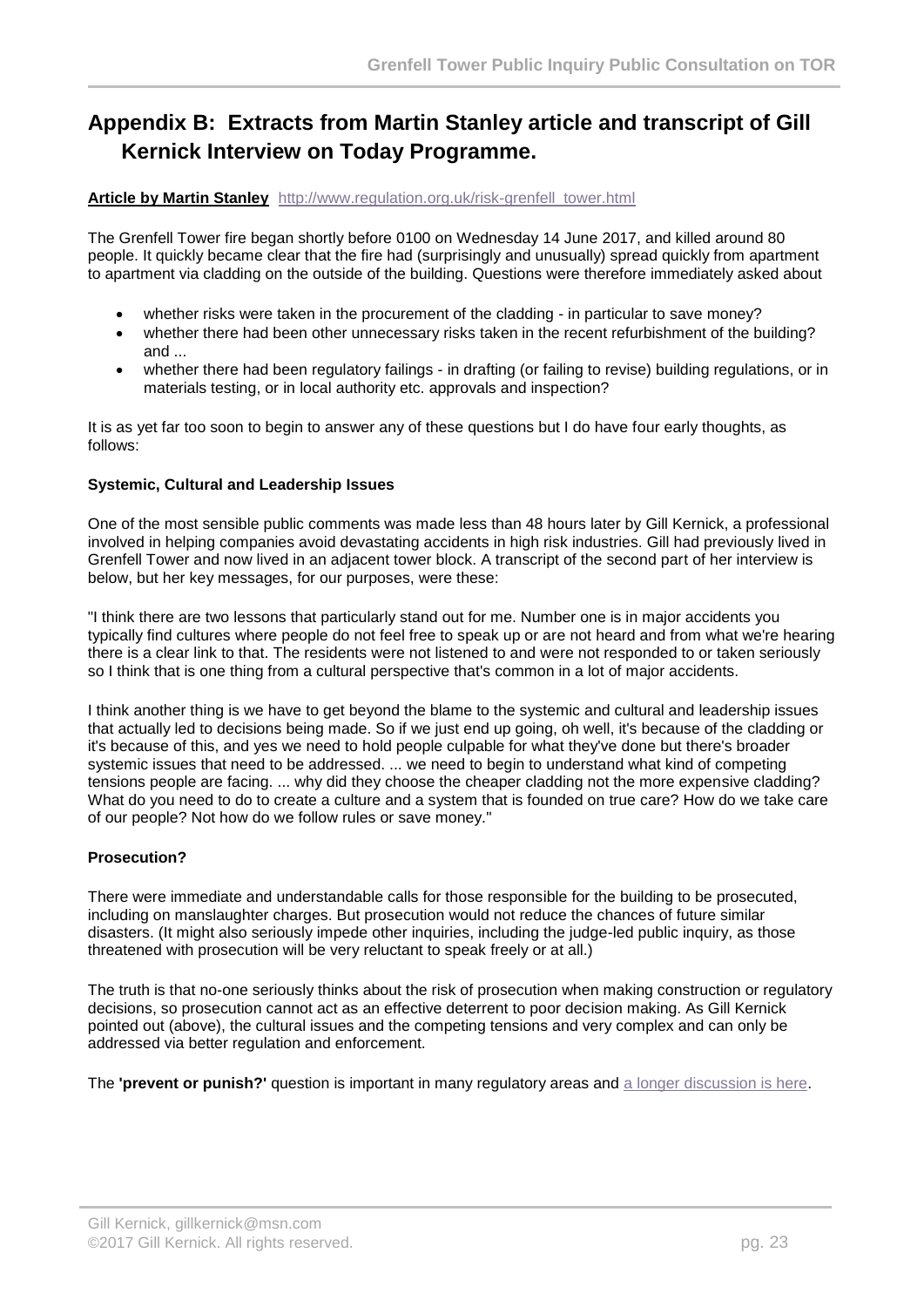## Appendix B: Extracts from Martin Stanley article and transcript of Gill Kernick Interview on Today Programme.

**Article by Martin Stanley** http://www.regulation.org.uk/risk-grenfell_tower.html

The Grenfell Tower fire began shortly before 0100 on Wednesday 14 June 2017, and killed around 80 people. It quickly became clear that the fire had (surprisingly and unusually) spread quickly from apartment to apartment via cladding on the outside of the building. Questions were therefore immediately asked about

- whether risks were taken in the procurement of the cladding - in particular to save money?
- whether there had been other unnecessary risks taken in the recent refurbishment of the building? and ...
- whether there had been regulatory failings - in drafting (or failing to revise) building regulations, or in materials testing, or in local authority etc. approvals and inspection?

It is as yet far too soon to begin to answer any of these questions but I do have four early thoughts, as follows:

**Systemic, Cultural and Leadership Issues**

One of the most sensible public comments was made less than 48 hours later by Gill Kernick, a professional involved in helping companies avoid devastating accidents in high risk industries. Gill had previously lived in Grenfell Tower and now lived in an adjacent tower block. A transcript of the second part of her interview is below, but her key messages, for our purposes, were these:

"I think there are two lessons that particularly stand out for me. Number one is in major accidents you typically find cultures where people do not feel free to speak up or are not heard and from what we're hearing there is a clear link to that. The residents were not listened to and were not responded to or taken seriously so I think that is one thing from a cultural perspective that's common in a lot of major accidents.

I think another thing is we have to get beyond the blame to the systemic and cultural and leadership issues that actually led to decisions being made. So if we just end up going, oh well, it's because of the cladding or it's because of this, and yes we need to hold people culpable for what they've done but there's broader systemic issues that need to be addressed. ... we need to begin to understand what kind of competing tensions people are facing. ... why did they choose the cheaper cladding not the more expensive cladding? What do you need to do to create a culture and a system that is founded on true care? How do we take care of our people? Not how do we follow rules or save money."

**Prosecution?**

There were immediate and understandable calls for those responsible for the building to be prosecuted, including on manslaughter charges. But prosecution would not reduce the chances of future similar disasters. (It might also seriously impede other inquiries, including the judge-led public inquiry, as those threatened with prosecution will be very reluctant to speak freely or at all.)

The truth is that no-one seriously thinks about the risk of prosecution when making construction or regulatory decisions, so prosecution cannot act as an effective deterrent to poor decision making. As Gill Kernick pointed out (above), the cultural issues and the competing tensions and very complex and can only be addressed via better regulation and enforcement.

The **'prevent or punish?'** question is important in many regulatory areas and a longer discussion is here.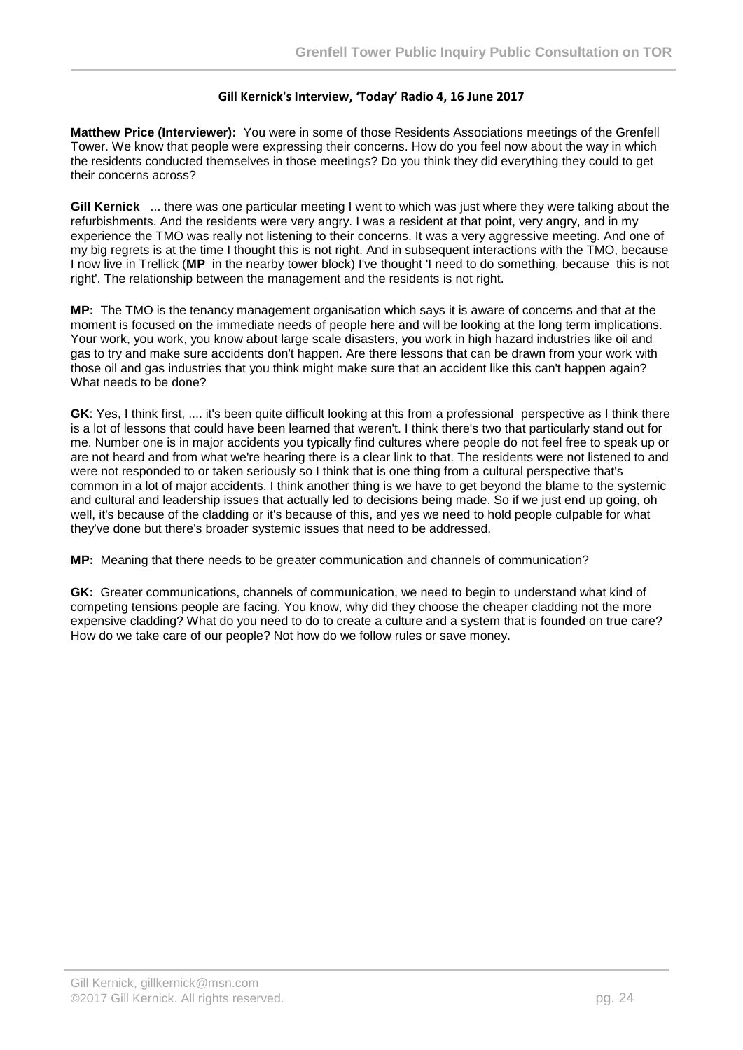**Gill Kernick's Interview, 'Today' Radio 4, 16 June 2017**

**Matthew Price (Interviewer):** You were in some of those Residents Associations meetings of the Grenfell Tower. We know that people were expressing their concerns. How do you feel now about the way in which the residents conducted themselves in those meetings? Do you think they did everything they could to get their concerns across?

**Gill Kernick** ... there was one particular meeting I went to which was just where they were talking about the refurbishments. And the residents were very angry. I was a resident at that point, very angry, and in my experience the TMO was really not listening to their concerns. It was a very aggressive meeting. And one of my big regrets is at the time I thought this is not right. And in subsequent interactions with the TMO, because I now live in Trellick (**MP** in the nearby tower block) I've thought 'I need to do something, because this is not right'. The relationship between the management and the residents is not right.

**MP:** The TMO is the tenancy management organisation which says it is aware of concerns and that at the moment is focused on the immediate needs of people here and will be looking at the long term implications. Your work, you work, you know about large scale disasters, you work in high hazard industries like oil and gas to try and make sure accidents don't happen. Are there lessons that can be drawn from your work with those oil and gas industries that you think might make sure that an accident like this can't happen again? What needs to be done?

**GK**: Yes, I think first, .... it's been quite difficult looking at this from a professional perspective as I think there is a lot of lessons that could have been learned that weren't. I think there's two that particularly stand out for me. Number one is in major accidents you typically find cultures where people do not feel free to speak up or are not heard and from what we're hearing there is a clear link to that. The residents were not listened to and were not responded to or taken seriously so I think that is one thing from a cultural perspective that's common in a lot of major accidents. I think another thing is we have to get beyond the blame to the systemic and cultural and leadership issues that actually led to decisions being made. So if we just end up going, oh well, it's because of the cladding or it's because of this, and yes we need to hold people culpable for what they've done but there's broader systemic issues that need to be addressed.

**MP:** Meaning that there needs to be greater communication and channels of communication?

**GK:** Greater communications, channels of communication, we need to begin to understand what kind of competing tensions people are facing. You know, why did they choose the cheaper cladding not the more expensive cladding? What do you need to do to create a culture and a system that is founded on true care? How do we take care of our people? Not how do we follow rules or save money.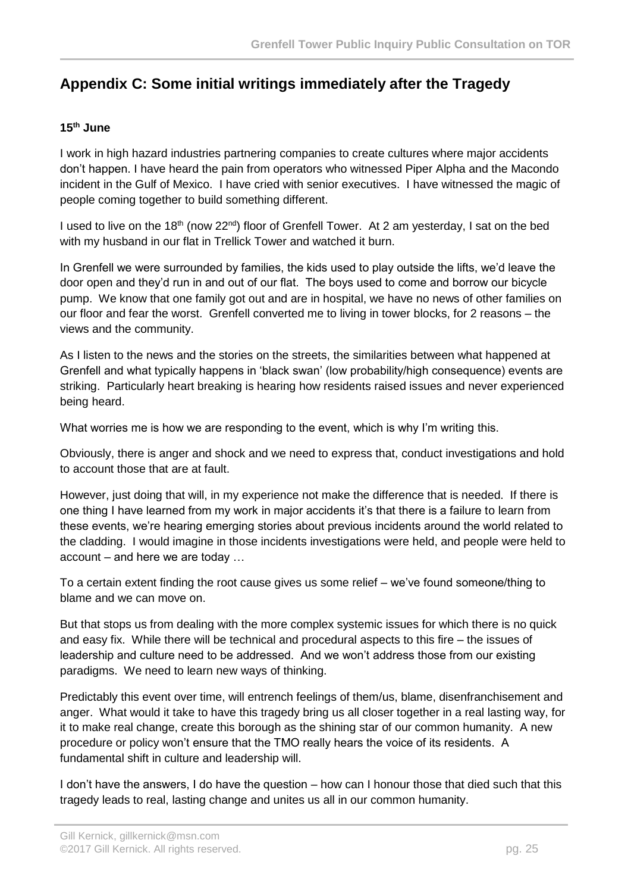## Appendix C: Some initial writings immediately after the Tragedy

**15th June**

I work in high hazard industries partnering companies to create cultures where major accidents don't happen. I have heard the pain from operators who witnessed Piper Alpha and the Macondo incident in the Gulf of Mexico. I have cried with senior executives. I have witnessed the magic of people coming together to build something different.

I used to live on the 18th (now 22nd) floor of Grenfell Tower. At 2 am yesterday, I sat on the bed with my husband in our flat in Trellick Tower and watched it burn.

In Grenfell we were surrounded by families, the kids used to play outside the lifts, we'd leave the door open and they'd run in and out of our flat. The boys used to come and borrow our bicycle pump. We know that one family got out and are in hospital, we have no news of other families on our floor and fear the worst. Grenfell converted me to living in tower blocks, for 2 reasons – the views and the community.

As I listen to the news and the stories on the streets, the similarities between what happened at Grenfell and what typically happens in 'black swan' (low probability/high consequence) events are striking. Particularly heart breaking is hearing how residents raised issues and never experienced being heard.

What worries me is how we are responding to the event, which is why I'm writing this.

Obviously, there is anger and shock and we need to express that, conduct investigations and hold to account those that are at fault.

However, just doing that will, in my experience not make the difference that is needed. If there is one thing I have learned from my work in major accidents it's that there is a failure to learn from these events, we're hearing emerging stories about previous incidents around the world related to the cladding. I would imagine in those incidents investigations were held, and people were held to account – and here we are today …

To a certain extent finding the root cause gives us some relief – we've found someone/thing to blame and we can move on.

But that stops us from dealing with the more complex systemic issues for which there is no quick and easy fix. While there will be technical and procedural aspects to this fire – the issues of leadership and culture need to be addressed. And we won't address those from our existing paradigms. We need to learn new ways of thinking.

Predictably this event over time, will entrench feelings of them/us, blame, disenfranchisement and anger. What would it take to have this tragedy bring us all closer together in a real lasting way, for it to make real change, create this borough as the shining star of our common humanity. A new procedure or policy won't ensure that the TMO really hears the voice of its residents. A fundamental shift in culture and leadership will.

I don't have the answers, I do have the question – how can I honour those that died such that this tragedy leads to real, lasting change and unites us all in our common humanity.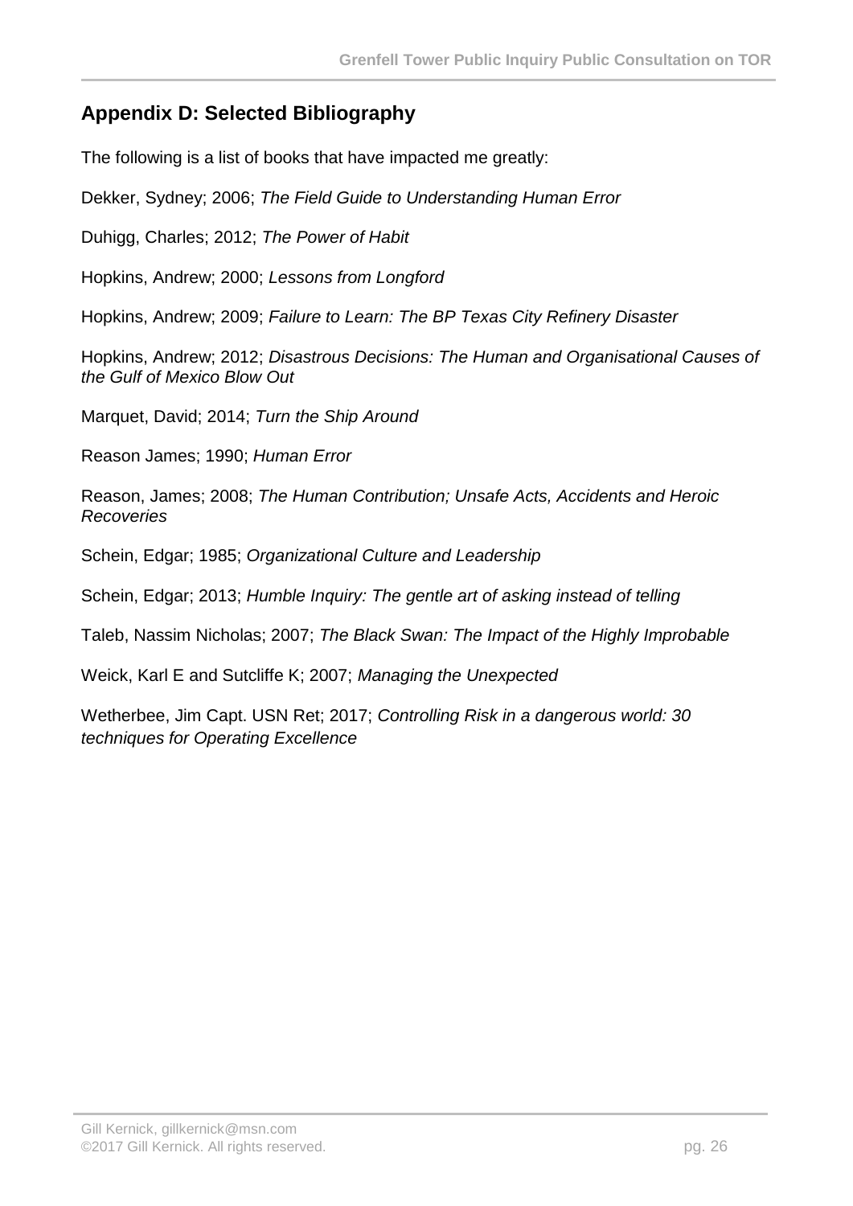## Appendix D: Selected Bibliography

The following is a list of books that have impacted me greatly:

Dekker, Sydney; 2006; *The Field Guide to Understanding Human Error*

Duhigg, Charles; 2012; *The Power of Habit*

Hopkins, Andrew; 2000; *Lessons from Longford*

Hopkins, Andrew; 2009; *Failure to Learn: The BP Texas City Refinery Disaster*

Hopkins, Andrew; 2012; *Disastrous Decisions: The Human and Organisational Causes of the Gulf of Mexico Blow Out*

Marquet, David; 2014; *Turn the Ship Around*

Reason James; 1990; *Human Error*

Reason, James; 2008; *The Human Contribution; Unsafe Acts, Accidents and Heroic Recoveries*

Schein, Edgar; 1985; *Organizational Culture and Leadership*

Schein, Edgar; 2013; *Humble Inquiry: The gentle art of asking instead of telling*

Taleb, Nassim Nicholas; 2007; *The Black Swan: The Impact of the Highly Improbable*

Weick, Karl E and Sutcliffe K; 2007; *Managing the Unexpected*

Wetherbee, Jim Capt. USN Ret; 2017; *Controlling Risk in a dangerous world: 30 techniques for Operating Excellence*